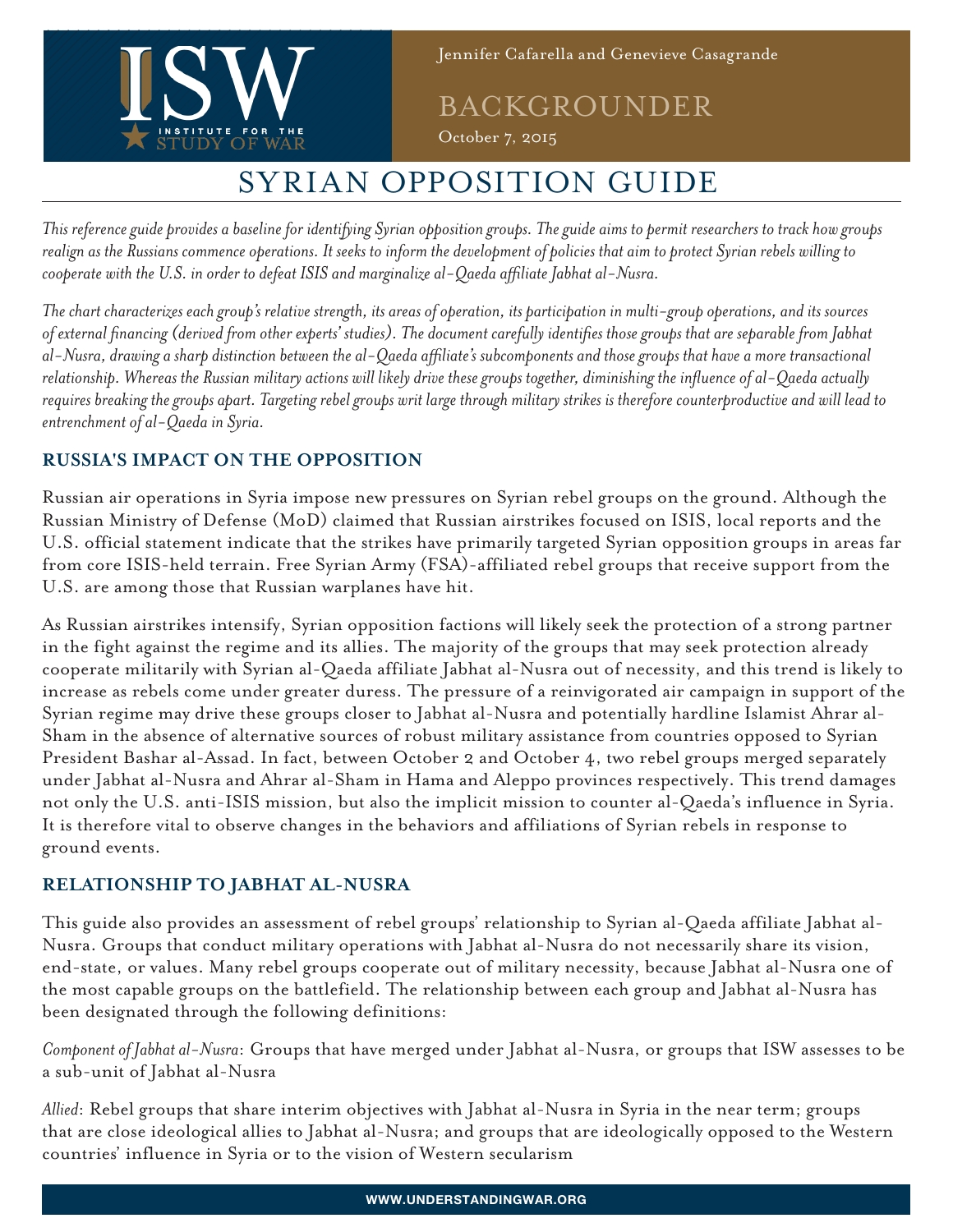Jennifer Cafarella and Genevieve Casagrande

BACKGROUNDER

October 7, 2015

# SYRIAN OPPOSITION GUIDE

*This reference guide provides a baseline for identifying Syrian opposition groups. The guide aims to permit researchers to track how groups realign as the Russians commence operations. It seeks to inform the development of policies that aim to protect Syrian rebels willing to cooperate with the U.S. in order to defeat ISIS and marginalize al-Qaeda affiliate Jabhat al-Nusra.*

*The chart characterizes each group's relative strength, its areas of operation, its participation in multi-group operations, and its sources of external financing (derived from other experts' studies). The document carefully identifies those groups that are separable from Jabhat al-Nusra, drawing a sharp distinction between the al-Qaeda affiliate's subcomponents and those groups that have a more transactional relationship. Whereas the Russian military actions will likely drive these groups together, diminishing the influence of al-Qaeda actually requires breaking the groups apart. Targeting rebel groups writ large through military strikes is therefore counterproductive and will lead to entrenchment of al-Qaeda in Syria.*

## RUSSIA'S IMPACT ON THE OPPOSITION

Russian air operations in Syria impose new pressures on Syrian rebel groups on the ground. Although the Russian Ministry of Defense (MoD) claimed that Russian airstrikes focused on ISIS, local reports and the U.S. official statement indicate that the strikes have primarily targeted Syrian opposition groups in areas far from core ISIS-held terrain. Free Syrian Army (FSA)-affiliated rebel groups that receive support from the U.S. are among those that Russian warplanes have hit.

As Russian airstrikes intensify, Syrian opposition factions will likely seek the protection of a strong partner in the fight against the regime and its allies. The majority of the groups that may seek protection already cooperate militarily with Syrian al-Qaeda affiliate Jabhat al-Nusra out of necessity, and this trend is likely to increase as rebels come under greater duress. The pressure of a reinvigorated air campaign in support of the Syrian regime may drive these groups closer to Jabhat al-Nusra and potentially hardline Islamist Ahrar al-Sham in the absence of alternative sources of robust military assistance from countries opposed to Syrian President Bashar al-Assad. In fact, between October 2 and October 4, two rebel groups merged separately under Jabhat al-Nusra and Ahrar al-Sham in Hama and Aleppo provinces respectively. This trend damages not only the U.S. anti-ISIS mission, but also the implicit mission to counter al-Qaeda's influence in Syria. It is therefore vital to observe changes in the behaviors and affiliations of Syrian rebels in response to ground events.

## RELATIONSHIP TO JABHAT AL-NUSRA

This guide also provides an assessment of rebel groups' relationship to Syrian al-Qaeda affiliate Jabhat al-Nusra. Groups that conduct military operations with Jabhat al-Nusra do not necessarily share its vision, end-state, or values. Many rebel groups cooperate out of military necessity, because Jabhat al-Nusra one of the most capable groups on the battlefield. The relationship between each group and Jabhat al-Nusra has been designated through the following definitions:

*Component of Jabhat al-Nusra*: Groups that have merged under Jabhat al-Nusra, or groups that ISW assesses to be a sub-unit of Jabhat al-Nusra

*Allied*: Rebel groups that share interim objectives with Jabhat al-Nusra in Syria in the near term; groups that are close ideological allies to Jabhat al-Nusra; and groups that are ideologically opposed to the Western countries' influence in Syria or to the vision of Western secularism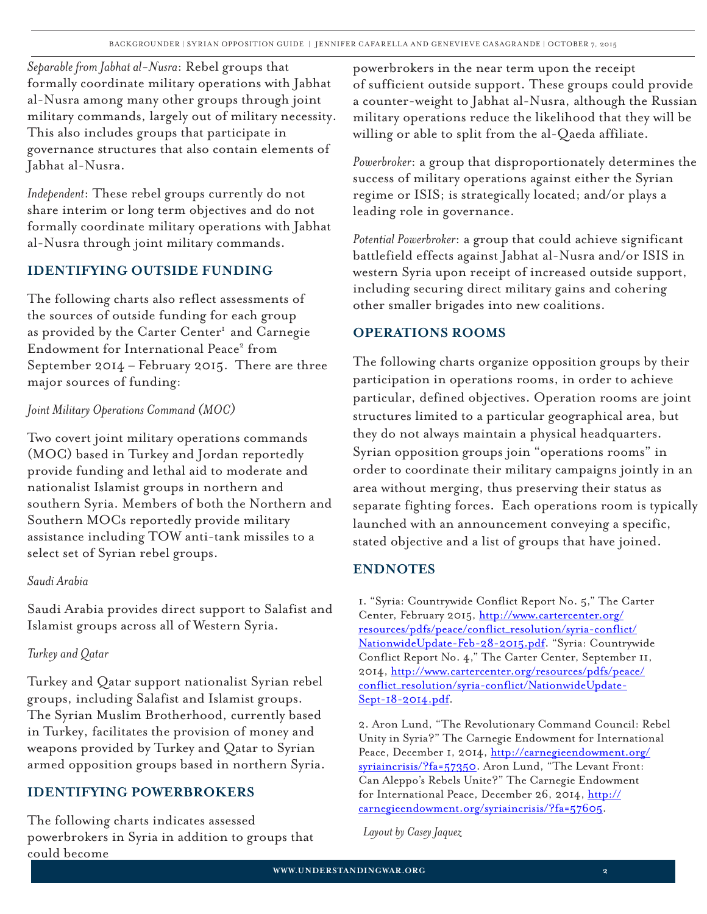*Separable from Jabhat al-Nusra*: Rebel groups that formally coordinate military operations with Jabhat al-Nusra among many other groups through joint military commands, largely out of military necessity. This also includes groups that participate in governance structures that also contain elements of Jabhat al-Nusra.

*Independent*: These rebel groups currently do not share interim or long term objectives and do not formally coordinate military operations with Jabhat al-Nusra through joint military commands.

## IDENTIFYING OUTSIDE FUNDING

The following charts also reflect assessments of the sources of outside funding for each group as provided by the Carter Center[1] and Carnegie Endowment for International Peace[2] from September 2014 – February 2015. There are three major sources of funding:

*Joint Military Operations Command (MOC)*

Two covert joint military operations commands (MOC) based in Turkey and Jordan reportedly provide funding and lethal aid to moderate and nationalist Islamist groups in northern and southern Syria. Members of both the Northern and Southern MOCs reportedly provide military assistance including TOW anti-tank missiles to a select set of Syrian rebel groups.

*Saudi Arabia*

Saudi Arabia provides direct support to Salafist and Islamist groups across all of Western Syria.

*Turkey and Qatar*

Turkey and Qatar support nationalist Syrian rebel groups, including Salafist and Islamist groups. The Syrian Muslim Brotherhood, currently based in Turkey, facilitates the provision of money and weapons provided by Turkey and Qatar to Syrian armed opposition groups based in northern Syria.

## IDENTIFYING POWERBROKERS

The following charts indicates assessed powerbrokers in Syria in addition to groups that could become powerbrokers in the near term upon the receipt of sufficient outside support. These groups could provide a counter-weight to Jabhat al-Nusra, although the Russian military operations reduce the likelihood that they will be willing or able to split from the al-Qaeda affiliate.

*Powerbroker*: a group that disproportionately determines the success of military operations against either the Syrian regime or ISIS; is strategically located; and/or plays a leading role in governance.

*Potential Powerbroker*: a group that could achieve significant battlefield effects against Jabhat al-Nusra and/or ISIS in western Syria upon receipt of increased outside support, including securing direct military gains and cohering other smaller brigades into new coalitions.

## OPERATIONS ROOMS

The following charts organize opposition groups by their participation in operations rooms, in order to achieve particular, defined objectives. Operation rooms are joint structures limited to a particular geographical area, but they do not always maintain a physical headquarters. Syrian opposition groups join "operations rooms" in order to coordinate their military campaigns jointly in an area without merging, thus preserving their status as separate fighting forces. Each operations room is typically launched with an announcement conveying a specific, stated objective and a list of groups that have joined.

## ENDNOTES

1. "Syria: Countrywide Conflict Report No. 5," The Carter Center, February 2015, http://www.cartercenter.org/resources/pdfs/peace/conflict_resolution/syria-conflict/NationwideUpdate-Feb-28-2015.pdf. "Syria: Countrywide Conflict Report No. 4," The Carter Center, September 11, 2014, http://www.cartercenter.org/resources/pdfs/peace/conflict_resolution/syria-conflict/NationwideUpdate-Sept-18-2014.pdf.

2. Aron Lund, "The Revolutionary Command Council: Rebel Unity in Syria?" The Carnegie Endowment for International Peace, December 1, 2014, http://carnegieendowment.org/syriaincrisis/?fa=57350. Aron Lund, "The Levant Front: Can Aleppo's Rebels Unite?" The Carnegie Endowment for International Peace, December 26, 2014, http://carnegieendowment.org/syriaincrisis/?fa=57605.

*Layout by Casey Jaquez*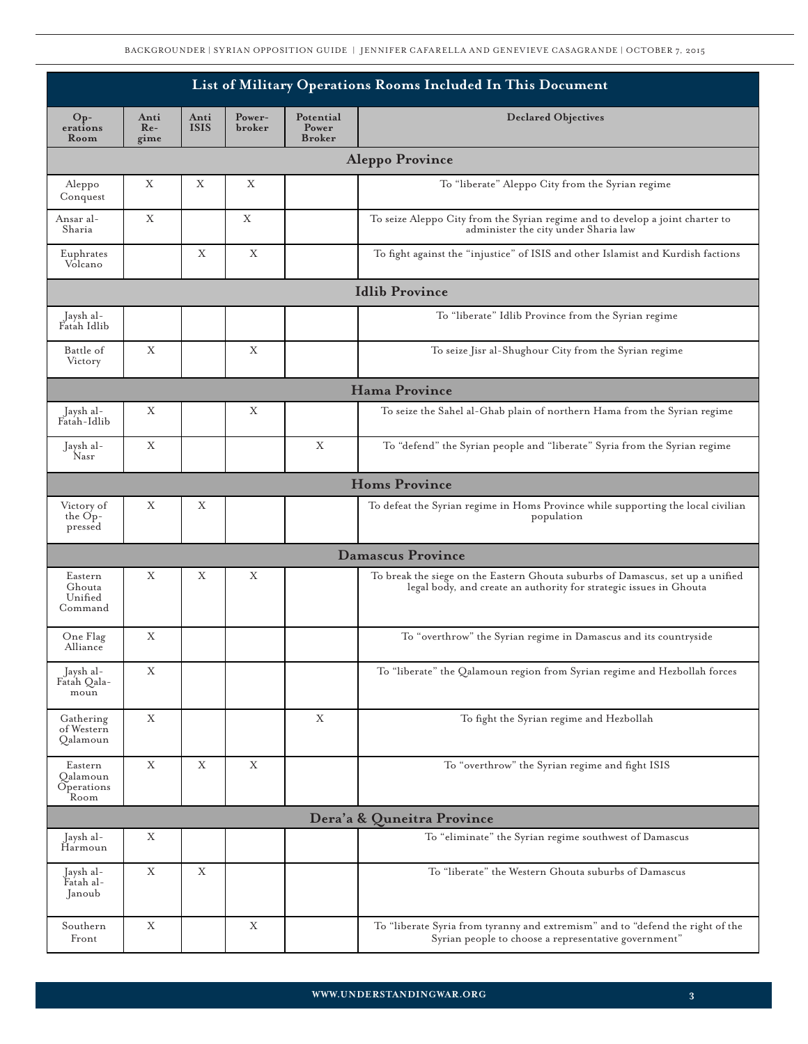## List of Military Operations Rooms Included In This Document

| Operations Room | Anti Regime | Anti ISIS | Power-broker | Potential Power Broker | Declared Objectives |
|---|---|---|---|---|---|
| **Aleppo Province** | | | | | |
| Aleppo Conquest | X | X | X | | To "liberate" Aleppo City from the Syrian regime |
| Ansar al-Sharia | X | | X | | To seize Aleppo City from the Syrian regime and to develop a joint charter to administer the city under Sharia law |
| Euphrates Volcano | | X | X | | To fight against the "injustice" of ISIS and other Islamist and Kurdish factions |
| **Idlib Province** | | | | | |
| Jaysh al-Fatah Idlib | | | | | To "liberate" Idlib Province from the Syrian regime |
| Battle of Victory | X | | X | | To seize Jisr al-Shughour City from the Syrian regime |
| **Hama Province** | | | | | |
| Jaysh al-Fatah-Idlib | X | | X | | To seize the Sahel al-Ghab plain of northern Hama from the Syrian regime |
| Jaysh al-Nasr | X | | | X | To "defend" the Syrian people and "liberate" Syria from the Syrian regime |
| **Homs Province** | | | | | |
| Victory of the Oppressed | X | X | | | To defeat the Syrian regime in Homs Province while supporting the local civilian population |
| **Damascus Province** | | | | | |
| Eastern Ghouta Unified Command | X | X | X | | To break the siege on the Eastern Ghouta suburbs of Damascus, set up a unified legal body, and create an authority for strategic issues in Ghouta |
| One Flag Alliance | X | | | | To "overthrow" the Syrian regime in Damascus and its countryside |
| Jaysh al-Fatah Qalamoun | X | | | | To "liberate" the Qalamoun region from Syrian regime and Hezbollah forces |
| Gathering of Western Qalamoun | X | | | X | To fight the Syrian regime and Hezbollah |
| Eastern Qalamoun Operations Room | X | X | X | | To "overthrow" the Syrian regime and fight ISIS |
| **Dera'a & Quneitra Province** | | | | | |
| Jaysh al-Harmoun | X | | | | To "eliminate" the Syrian regime southwest of Damascus |
| Jaysh al-Fatah al-Janoub | X | X | | | To "liberate" the Western Ghouta suburbs of Damascus |
| Southern Front | X | | X | | To "liberate Syria from tyranny and extremism" and to "defend the right of the Syrian people to choose a representative government" |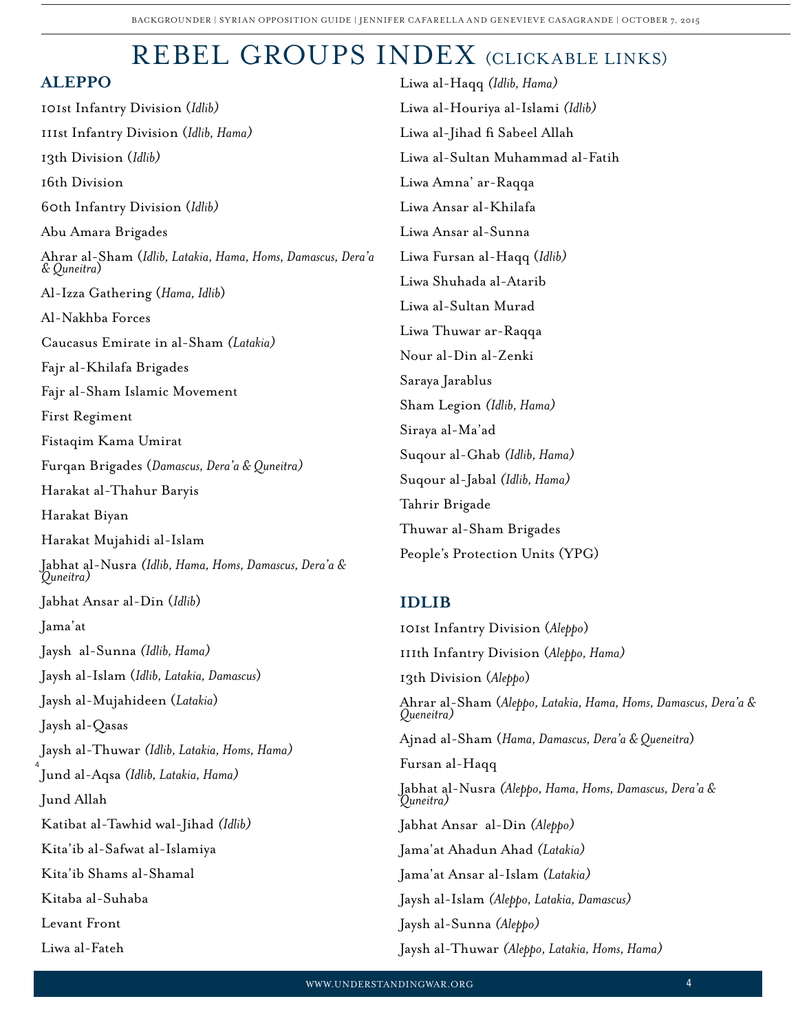# REBEL GROUPS INDEX (CLICKABLE LINKS)

## ALEPPO

101st Infantry Division (*Idlib*)

111st Infantry Division (*Idlib, Hama)*

13th Division (*Idlib)*

16th Division

60th Infantry Division (*Idlib)*

Abu Amara Brigades

Ahrar al-Sham (*Idlib, Latakia, Hama, Homs, Damascus, Dera'a & Quneitra*)

Al-Izza Gathering (*Hama, Idlib*)

Al-Nakhba Forces

Caucasus Emirate in al-Sham *(Latakia)*

Fajr al-Khilafa Brigades

Fajr al-Sham Islamic Movement

First Regiment

Fistaqim Kama Umirat

Furqan Brigades (*Damascus, Dera'a & Quneitra)*

Harakat al-Thahur Baryis

Harakat Biyan

Harakat Mujahidi al-Islam

Jabhat al-Nusra *(Idlib, Hama, Homs, Damascus, Dera'a & Quneitra)*

Jabhat Ansar al-Din (*Idlib*)

Jama'at

Jaysh al-Sunna *(Idlib, Hama)*

Jaysh al-Islam (*Idlib, Latakia, Damascus*)

Jaysh al-Mujahideen (*Latakia*)

Jaysh al-Qasas

Jaysh al-Thuwar *(Idlib, Latakia, Homs, Hama)*

Jund al-Aqsa *(Idlib, Latakia, Hama)*

Jund Allah

Katibat al-Tawhid wal-Jihad *(Idlib)*

Kita'ib al-Safwat al-Islamiya

Kita'ib Shams al-Shamal

Kitaba al-Suhaba

Levant Front

Liwa al-Fateh

Liwa al-Haqq *(Idlib, Hama)*

Liwa al-Houriya al-Islami *(Idlib)*

Liwa al-Jihad fi Sabeel Allah

Liwa al-Sultan Muhammad al-Fatih

Liwa Amna' ar-Raqqa

Liwa Ansar al-Khilafa

Liwa Ansar al-Sunna

Liwa Fursan al-Haqq (*Idlib)*

Liwa Shuhada al-Atarib

Liwa al-Sultan Murad

Liwa Thuwar ar-Raqqa

Nour al-Din al-Zenki

Saraya Jarablus

Sham Legion *(Idlib, Hama)*

Siraya al-Ma'ad

Suqour al-Ghab *(Idlib, Hama)*

Suqour al-Jabal *(Idlib, Hama)*

Tahrir Brigade

Thuwar al-Sham Brigades

People's Protection Units (YPG)

## IDLIB

101st Infantry Division (*Aleppo*)

111th Infantry Division (*Aleppo, Hama)*

13th Division (*Aleppo*)

Ahrar al-Sham (*Aleppo, Latakia, Hama, Homs, Damascus, Dera'a & Queneitra)*

Ajnad al-Sham (*Hama, Damascus, Dera'a & Queneitra*)

Fursan al-Haqq

Jabhat al-Nusra *(Aleppo, Hama, Homs, Damascus, Dera'a & Quneitra)*

Jabhat Ansar al-Din *(Aleppo)*

Jama'at Ahadun Ahad *(Latakia)*

Jama'at Ansar al-Islam *(Latakia)*

Jaysh al-Islam *(Aleppo, Latakia, Damascus)*

Jaysh al-Sunna *(Aleppo)*

Jaysh al-Thuwar (*Aleppo, Latakia, Homs, Hama)*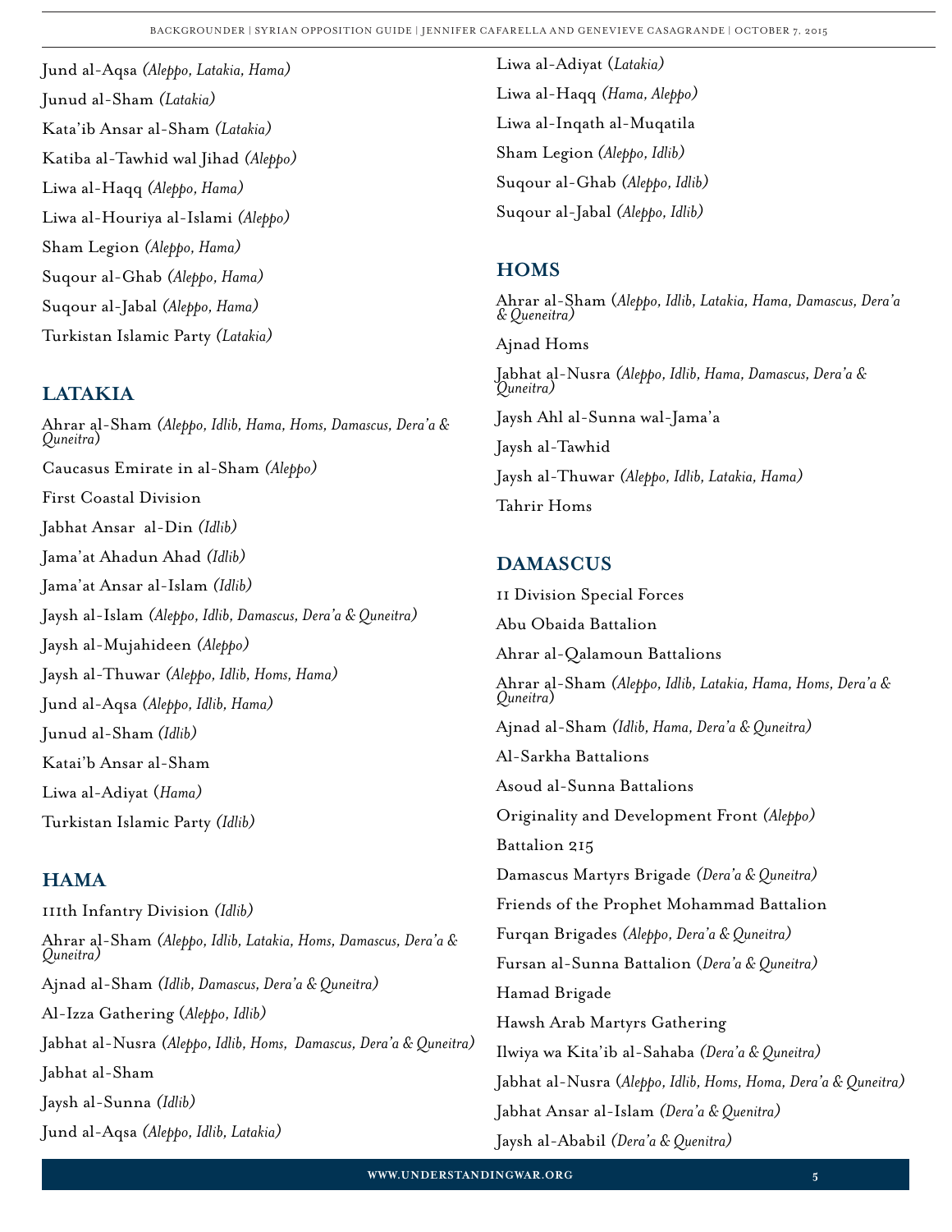Jund al-Aqsa *(Aleppo, Latakia, Hama)*

Junud al-Sham *(Latakia)*

Kata'ib Ansar al-Sham *(Latakia)*

Katiba al-Tawhid wal Jihad *(Aleppo)*

Liwa al-Haqq *(Aleppo, Hama)*

Liwa al-Houriya al-Islami *(Aleppo)*

Sham Legion *(Aleppo, Hama)*

Suqour al-Ghab *(Aleppo, Hama)*

Suqour al-Jabal *(Aleppo, Hama)*

Turkistan Islamic Party *(Latakia)*

## LATAKIA

Ahrar al-Sham *(Aleppo, Idlib, Hama, Homs, Damascus, Dera'a & Quneitra)*

Caucasus Emirate in al-Sham *(Aleppo)*

First Coastal Division

Jabhat Ansar al-Din *(Idlib)*

Jama'at Ahadun Ahad *(Idlib)*

Jama'at Ansar al-Islam *(Idlib)*

Jaysh al-Islam *(Aleppo, Idlib, Damascus, Dera'a & Quneitra)*

Jaysh al-Mujahideen *(Aleppo)*

Jaysh al-Thuwar *(Aleppo, Idlib, Homs, Hama)*

Jund al-Aqsa *(Aleppo, Idlib, Hama)*

Junud al-Sham *(Idlib)*

Katai'b Ansar al-Sham

Liwa al-Adiyat *(Hama)*

Turkistan Islamic Party *(Idlib)*

## HAMA

111th Infantry Division *(Idlib)*

Ahrar al-Sham *(Aleppo, Idlib, Latakia, Homs, Damascus, Dera'a & Quneitra)*

Ajnad al-Sham *(Idlib, Damascus, Dera'a & Quneitra)*

Al-Izza Gathering *(Aleppo, Idlib)*

Jabhat al-Nusra *(Aleppo, Idlib, Homs, Damascus, Dera'a & Quneitra)*

Jabhat al-Sham

Jaysh al-Sunna *(Idlib)*

Jund al-Aqsa *(Aleppo, Idlib, Latakia)*

Liwa al-Adiyat *(Latakia)*

Liwa al-Haqq *(Hama, Aleppo)*

Liwa al-Inqath al-Muqatila

Sham Legion *(Aleppo, Idlib)*

Suqour al-Ghab *(Aleppo, Idlib)*

Suqour al-Jabal *(Aleppo, Idlib)*

## HOMS

Ahrar al-Sham *(Aleppo, Idlib, Latakia, Hama, Damascus, Dera'a & Queneitra)*

Ajnad Homs

Jabhat al-Nusra *(Aleppo, Idlib, Hama, Damascus, Dera'a & Quneitra)*

Jaysh Ahl al-Sunna wal-Jama'a

Jaysh al-Tawhid

Jaysh al-Thuwar *(Aleppo, Idlib, Latakia, Hama)*

Tahrir Homs

## DAMASCUS

11 Division Special Forces

Abu Obaida Battalion

Ahrar al-Qalamoun Battalions

Ahrar al-Sham *(Aleppo, Idlib, Latakia, Hama, Homs, Dera'a & Quneitra)*

Ajnad al-Sham *(Idlib, Hama, Dera'a & Quneitra)*

Al-Sarkha Battalions

Asoud al-Sunna Battalions

Originality and Development Front *(Aleppo)*

Battalion 215

Damascus Martyrs Brigade *(Dera'a & Quneitra)*

Friends of the Prophet Mohammad Battalion

Furqan Brigades *(Aleppo, Dera'a & Quneitra)*

Fursan al-Sunna Battalion *(Dera'a & Quneitra)*

Hamad Brigade

Hawsh Arab Martyrs Gathering

Ilwiya wa Kita'ib al-Sahaba *(Dera'a & Quneitra)*

Jabhat al-Nusra *(Aleppo, Idlib, Homs, Homa, Dera'a & Quneitra)*

Jabhat Ansar al-Islam *(Dera'a & Quenitra)*

Jaysh al-Ababil *(Dera'a & Quenitra)*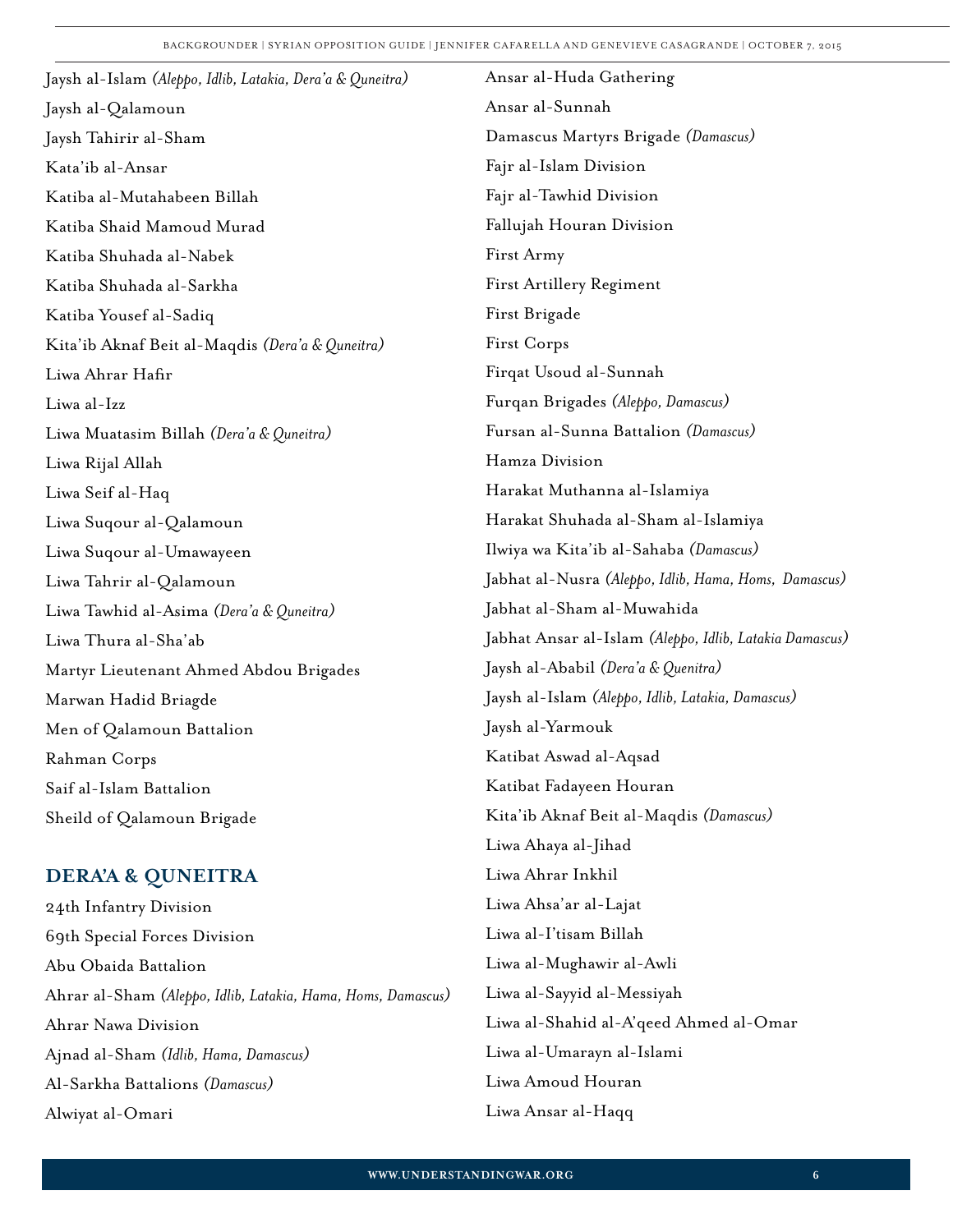Jaysh al-Islam *(Aleppo, Idlib, Latakia, Dera'a & Quneitra)*

Jaysh al-Qalamoun

Jaysh Tahirir al-Sham

Kata'ib al-Ansar

Katiba al-Mutahabeen Billah

Katiba Shaid Mamoud Murad

Katiba Shuhada al-Nabek

Katiba Shuhada al-Sarkha

Katiba Yousef al-Sadiq

Kita'ib Aknaf Beit al-Maqdis *(Dera'a & Quneitra)*

Liwa Ahrar Hafir

Liwa al-Izz

Liwa Muatasim Billah *(Dera'a & Quneitra)*

Liwa Rijal Allah

Liwa Seif al-Haq

Liwa Suqour al-Qalamoun

Liwa Suqour al-Umawayeen

Liwa Tahrir al-Qalamoun

Liwa Tawhid al-Asima *(Dera'a & Quneitra)*

Liwa Thura al-Sha'ab

Martyr Lieutenant Ahmed Abdou Brigades

Marwan Hadid Briagde

Men of Qalamoun Battalion

Rahman Corps

Saif al-Islam Battalion

Sheild of Qalamoun Brigade

## DERA'A & QUNEITRA

24th Infantry Division

69th Special Forces Division

Abu Obaida Battalion

Ahrar al-Sham *(Aleppo, Idlib, Latakia, Hama, Homs, Damascus)*

Ahrar Nawa Division

Ajnad al-Sham *(Idlib, Hama, Damascus)*

Al-Sarkha Battalions *(Damascus)*

Alwiyat al-Omari

Ansar al-Huda Gathering

Ansar al-Sunnah

Damascus Martyrs Brigade *(Damascus)*

Fajr al-Islam Division

Fajr al-Tawhid Division

Fallujah Houran Division

First Army

First Artillery Regiment

First Brigade

First Corps

Firqat Usoud al-Sunnah

Furqan Brigades *(Aleppo, Damascus)*

Fursan al-Sunna Battalion *(Damascus)*

Hamza Division

Harakat Muthanna al-Islamiya

Harakat Shuhada al-Sham al-Islamiya

Ilwiya wa Kita'ib al-Sahaba *(Damascus)*

Jabhat al-Nusra *(Aleppo, Idlib, Hama, Homs, Damascus)*

Jabhat al-Sham al-Muwahida

Jabhat Ansar al-Islam *(Aleppo, Idlib, Latakia Damascus)*

Jaysh al-Ababil *(Dera'a & Quenitra)*

Jaysh al-Islam *(Aleppo, Idlib, Latakia, Damascus)*

Jaysh al-Yarmouk

Katibat Aswad al-Aqsad

Katibat Fadayeen Houran

Kita'ib Aknaf Beit al-Maqdis *(Damascus)*

Liwa Ahaya al-Jihad

Liwa Ahrar Inkhil

Liwa Ahsa'ar al-Lajat

Liwa al-I'tisam Billah

Liwa al-Mughawir al-Awli

Liwa al-Sayyid al-Messiyah

Liwa al-Shahid al-A'qeed Ahmed al-Omar

Liwa al-Umarayn al-Islami

Liwa Amoud Houran

Liwa Ansar al-Haqq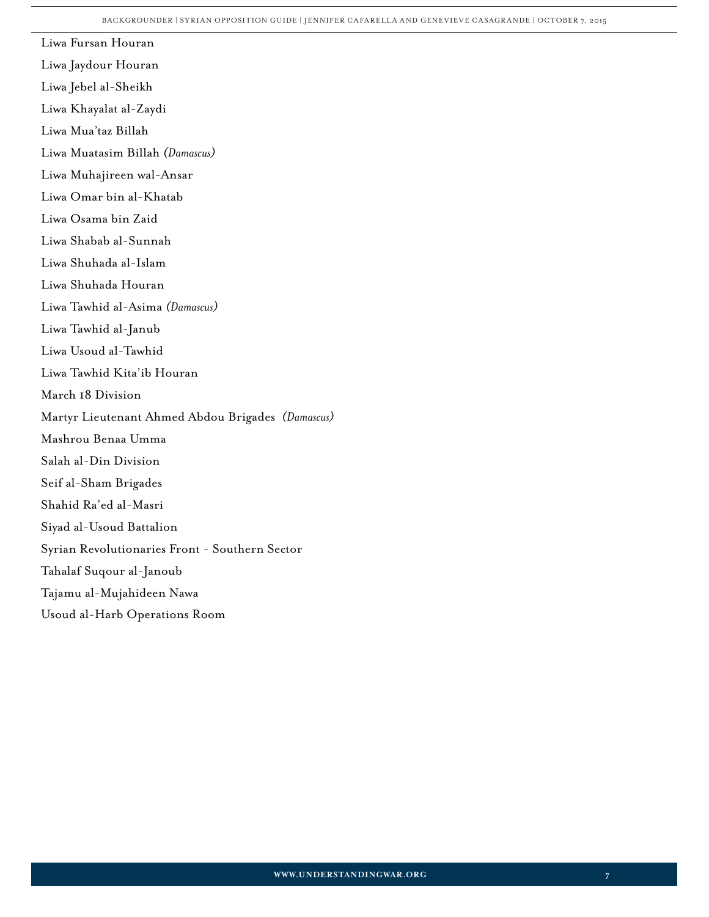Liwa Fursan Houran

Liwa Jaydour Houran

Liwa Jebel al-Sheikh

Liwa Khayalat al-Zaydi

Liwa Mua'taz Billah

Liwa Muatasim Billah *(Damascus)*

Liwa Muhajireen wal-Ansar

Liwa Omar bin al-Khatab

Liwa Osama bin Zaid

Liwa Shabab al-Sunnah

Liwa Shuhada al-Islam

Liwa Shuhada Houran

Liwa Tawhid al-Asima *(Damascus)*

Liwa Tawhid al-Janub

Liwa Usoud al-Tawhid

Liwa Tawhid Kita'ib Houran

March 18 Division

Martyr Lieutenant Ahmed Abdou Brigades *(Damascus)*

Mashrou Benaa Umma

Salah al-Din Division

Seif al-Sham Brigades

Shahid Ra'ed al-Masri

Siyad al-Usoud Battalion

Syrian Revolutionaries Front - Southern Sector

Tahalaf Suqour al-Janoub

Tajamu al-Mujahideen Nawa

Usoud al-Harb Operations Room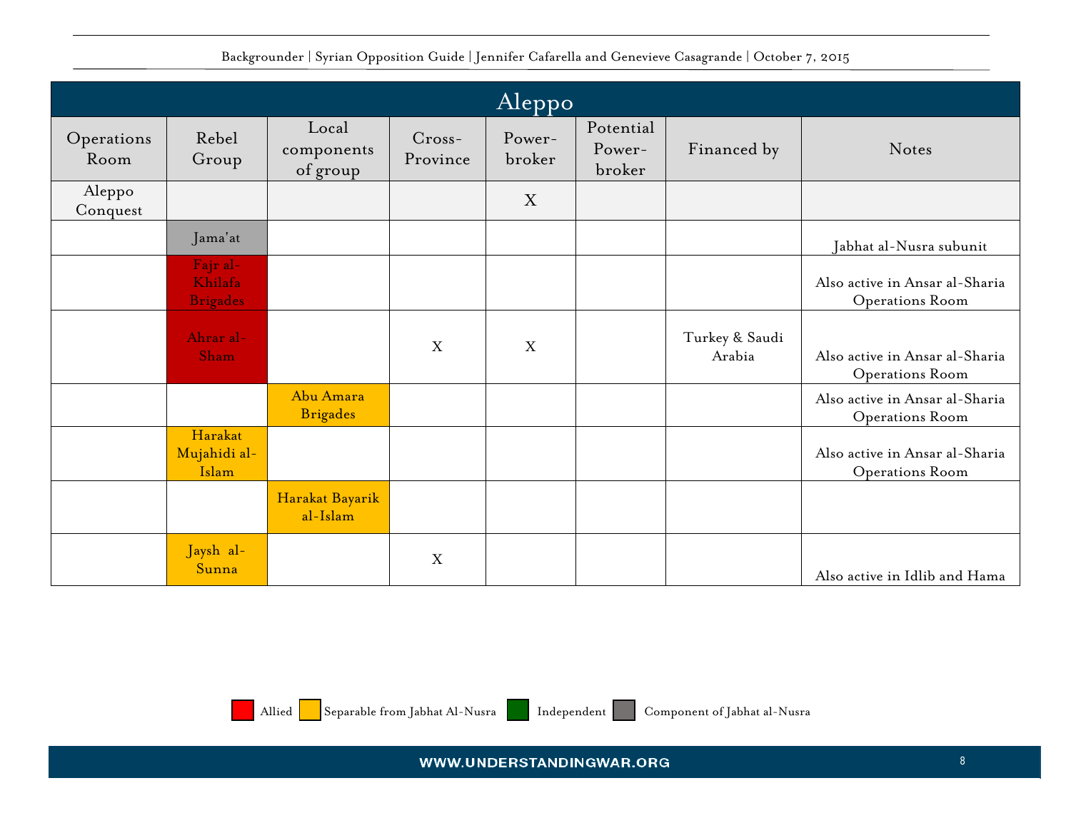| Aleppo | | | | | | | |
|---|---|---|---|---|---|---|---|
| Operations Room | Rebel Group | Local components of group | Cross-Province | Power-broker | Potential Power-broker | Financed by | Notes |
| Aleppo Conquest | | | | X | | | |
| | Jama'at | | | | | | Jabhat al-Nusra subunit |
| | Fajr al-Khilafa Brigades | | | | | | Also active in Ansar al-Sharia Operations Room |
| | Ahrar al-Sham | | X | X | | Turkey & Saudi Arabia | Also active in Ansar al-Sharia Operations Room |
| | | Abu Amara Brigades | | | | | Also active in Ansar al-Sharia Operations Room |
| | Harakat Mujahidi al-Islam | | | | | | Also active in Ansar al-Sharia Operations Room |
| | | Harakat Bayarik al-Islam | | | | | |
| | Jaysh al-Sunna | | X | | | | Also active in Idlib and Hama |

Allied | Separable from Jabhat Al-Nusra | Independent | Component of Jabhat al-Nusra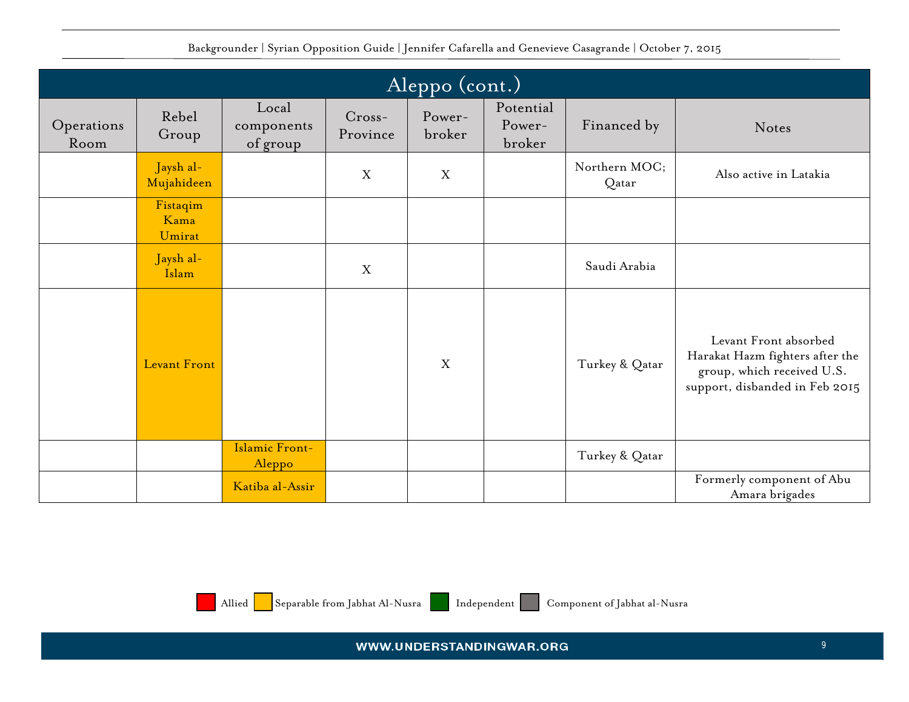## Aleppo (cont.)

| Operations Room | Rebel Group | Local components of group | Cross-Province | Power-broker | Potential Power-broker | Financed by | Notes |
|---|---|---|---|---|---|---|---|
| | Jaysh al-Mujahideen | | X | X | | Northern MOC; Qatar | Also active in Latakia |
| | Fistaqim Kama Umirat | | | | | | |
| | Jaysh al-Islam | | X | | | Saudi Arabia | |
| | Levant Front | | | X | | Turkey & Qatar | Levant Front absorbed Harakat Hazm fighters after the group, which received U.S. support, disbanded in Feb 2015 |
| | | Islamic Front-Aleppo | | | | Turkey & Qatar | |
| | | Katiba al-Assir | | | | | Formerly component of Abu Amara brigades |

Allied | Separable from Jabhat Al-Nusra | Independent | Component of Jabhat al-Nusra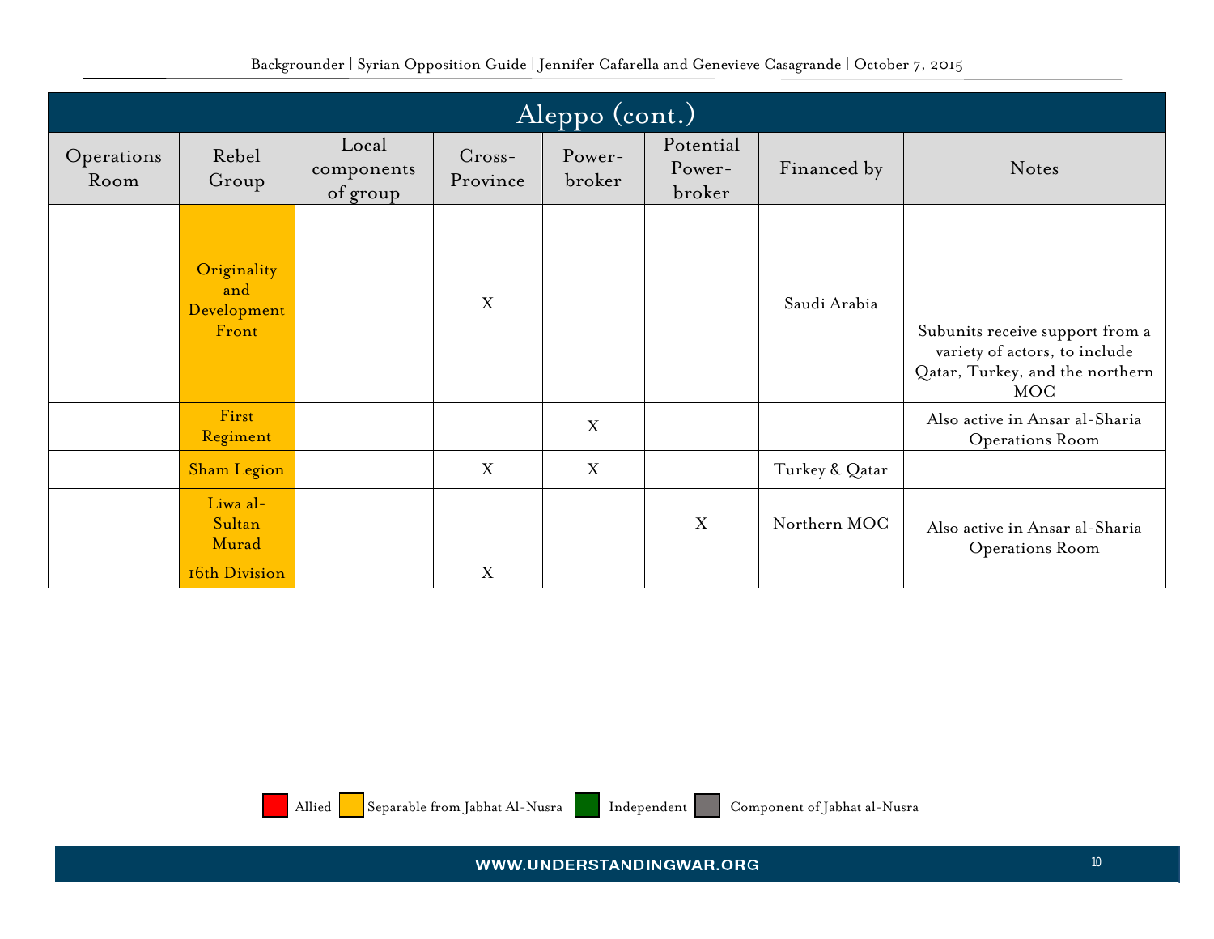| Aleppo (cont.) | | | | | | | |
|---|---|---|---|---|---|---|---|
| Operations Room | Rebel Group | Local components of group | Cross-Province | Power-broker | Potential Power-broker | Financed by | Notes |
| | Originality and Development Front | | X | | | Saudi Arabia | Subunits receive support from a variety of actors, to include Qatar, Turkey, and the northern MOC |
| | First Regiment | | | X | | | Also active in Ansar al-Sharia Operations Room |
| | Sham Legion | | X | X | | Turkey & Qatar | |
| | Liwa al-Sultan Murad | | | | X | Northern MOC | Also active in Ansar al-Sharia Operations Room |
| | 16th Division | | X | | | | |

Allied | Separable from Jabhat Al-Nusra | Independent | Component of Jabhat al-Nusra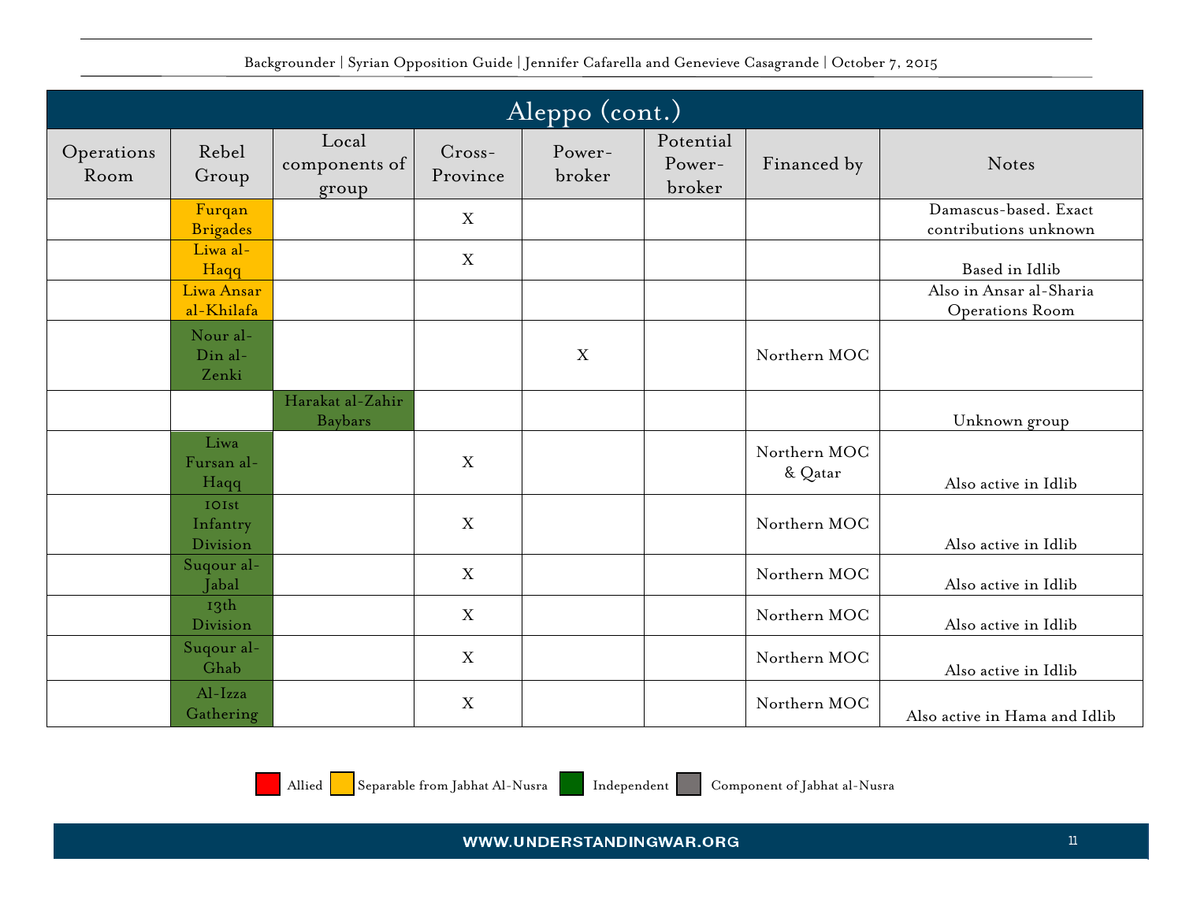| Aleppo (cont.) | | | | | | | |
|---|---|---|---|---|---|---|---|
| Operations Room | Rebel Group | Local components of group | Cross-Province | Power-broker | Potential Power-broker | Financed by | Notes |
| | Furqan Brigades | | X | | | | Damascus-based. Exact contributions unknown |
| | Liwa al-Haqq | | X | | | | Based in Idlib |
| | Liwa Ansar al-Khilafa | | | | | | Also in Ansar al-Sharia Operations Room |
| | Nour al-Din al-Zenki | | | X | | Northern MOC | |
| | | Harakat al-Zahir Baybars | | | | | Unknown group |
| | Liwa Fursan al-Haqq | | X | | | Northern MOC & Qatar | Also active in Idlib |
| | 101st Infantry Division | | X | | | Northern MOC | Also active in Idlib |
| | Suqour al-Jabal | | X | | | Northern MOC | Also active in Idlib |
| | 13th Division | | X | | | Northern MOC | Also active in Idlib |
| | Suqour al-Ghab | | X | | | Northern MOC | Also active in Idlib |
| | Al-Izza Gathering | | X | | | Northern MOC | Also active in Hama and Idlib |

Allied | Separable from Jabhat Al-Nusra | Independent | Component of Jabhat al-Nusra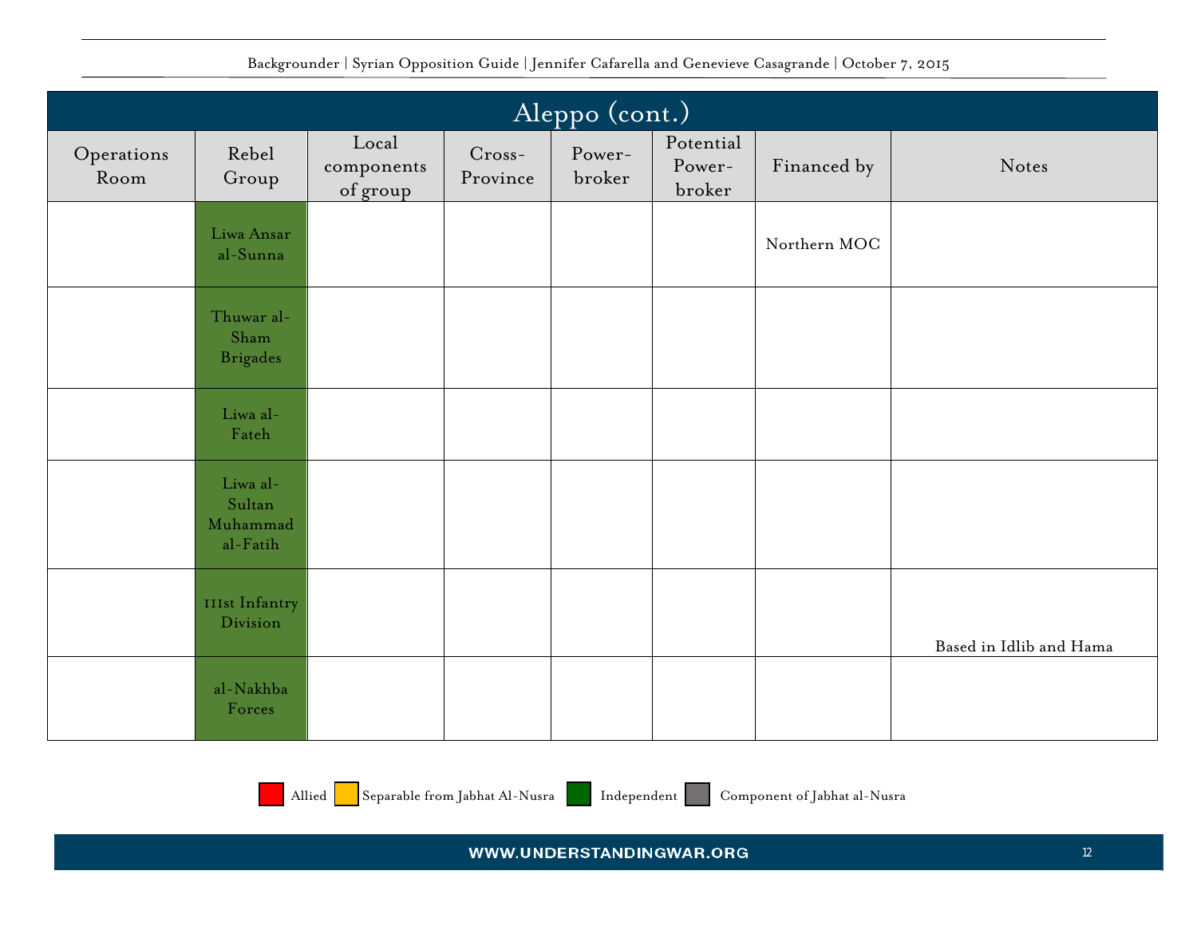## Aleppo (cont.)

| Operations Room | Rebel Group | Local components of group | Cross-Province | Power-broker | Potential Power-broker | Financed by | Notes |
|---|---|---|---|---|---|---|---|
| | Liwa Ansar al-Sunna | | | | | Northern MOC | |
| | Thuwar al-Sham Brigades | | | | | | |
| | Liwa al-Fateh | | | | | | |
| | Liwa al-Sultan Muhammad al-Fatih | | | | | | |
| | 111st Infantry Division | | | | | | Based in Idlib and Hama |
| | al-Nakhba Forces | | | | | | |

Allied | Separable from Jabhat Al-Nusra | Independent | Component of Jabhat al-Nusra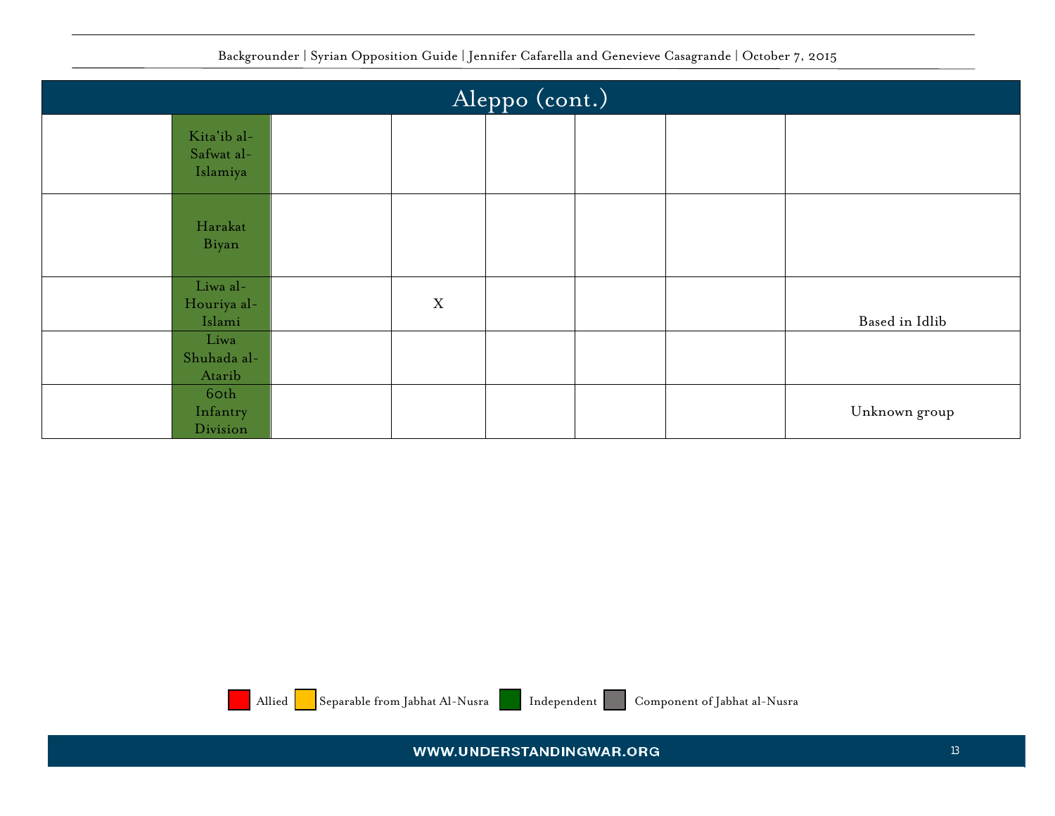| Aleppo (cont.) | | | | | | | |
|---|---|---|---|---|---|---|---|
| | Kita'ib al-Safwat al-Islamiya | | | | | | |
| | Harakat Biyan | | | | | | |
| | Liwa al-Houriya al-Islami | | X | | | | Based in Idlib |
| | Liwa Shuhada al-Atarib | | | | | | |
| | 60th Infantry Division | | | | | | Unknown group |

Allied | Separable from Jabhat Al-Nusra | Independent | Component of Jabhat al-Nusra

WWW.UNDERSTANDINGWAR.ORG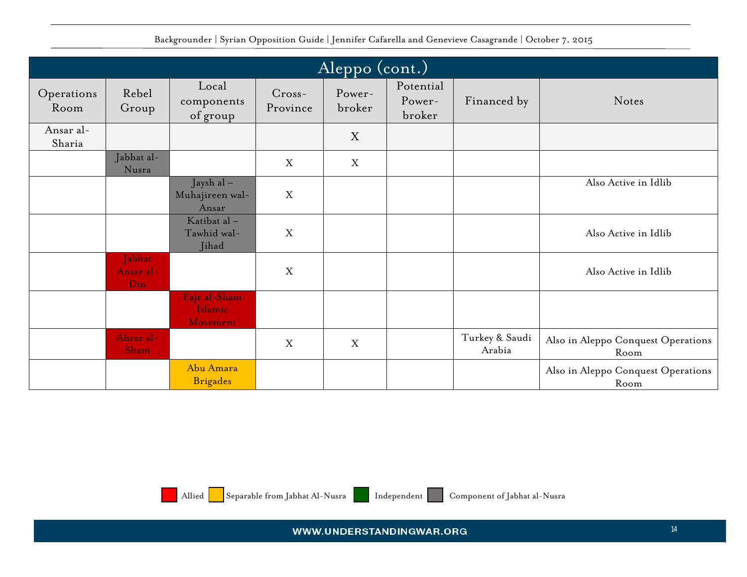## Aleppo (cont.)

| Operations Room | Rebel Group | Local components of group | Cross-Province | Power-broker | Potential Power-broker | Financed by | Notes |
|---|---|---|---|---|---|---|---|
| Ansar al-Sharia | | | | X | | | |
| | Jabhat al-Nusra | | X | X | | | |
| | | Jaysh al – Muhajireen wal-Ansar | X | | | | Also Active in Idlib |
| | | Katibat al – Tawhid wal-Jihad | X | | | | Also Active in Idlib |
| | Jabhat Ansar al-Din | | X | | | | Also Active in Idlib |
| | | Fajr al-Sham Islamic Movement | | | | | |
| | Ahrar al-Sham | | X | X | | Turkey & Saudi Arabia | Also in Aleppo Conquest Operations Room |
| | | Abu Amara Brigades | | | | | Also in Aleppo Conquest Operations Room |

Allied | Separable from Jabhat Al-Nusra | Independent | Component of Jabhat al-Nusra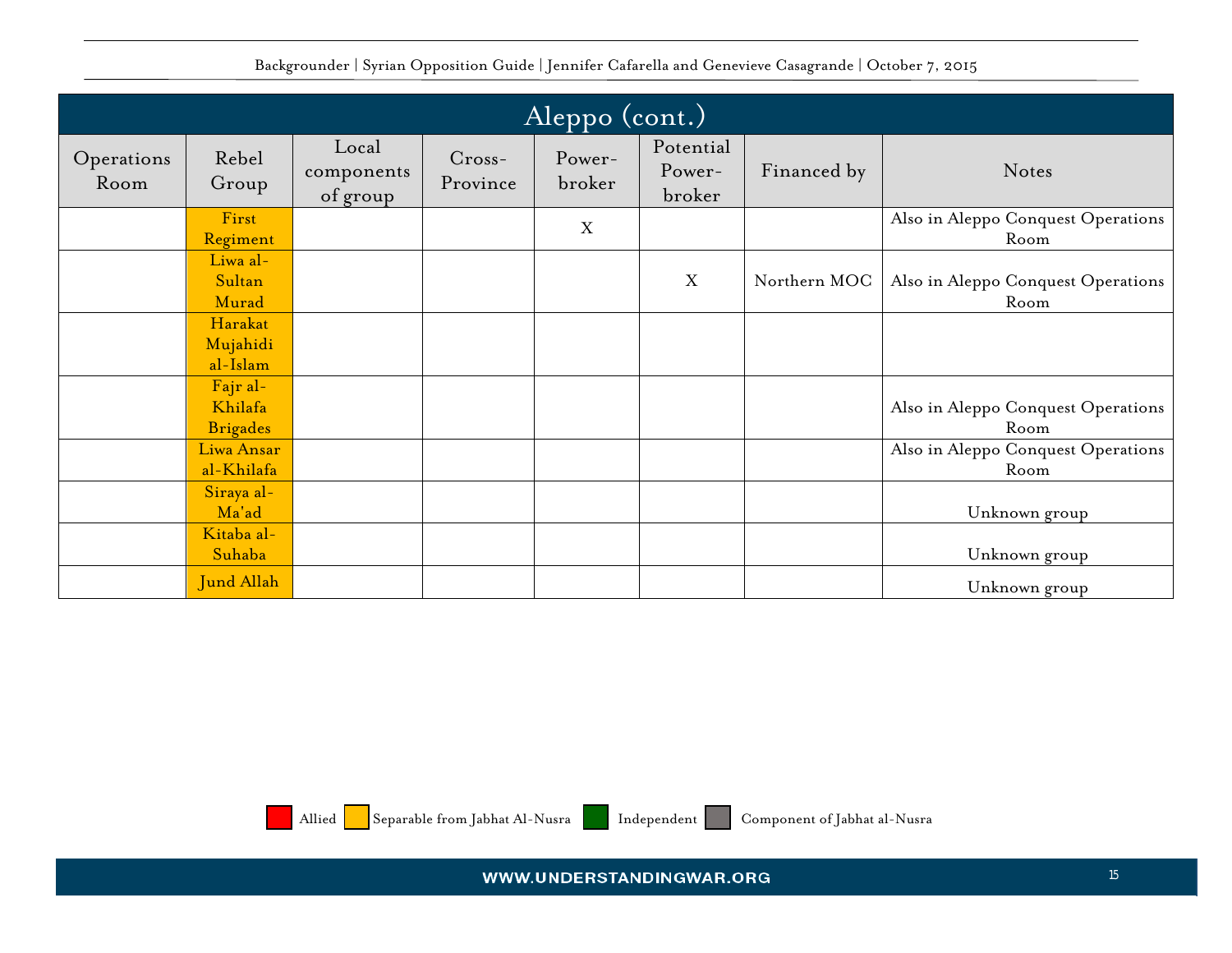# Aleppo (cont.)

| Operations Room | Rebel Group | Local components of group | Cross-Province | Power-broker | Potential Power-broker | Financed by | Notes |
|---|---|---|---|---|---|---|---|
| | First Regiment | | | X | | | Also in Aleppo Conquest Operations Room |
| | Liwa al-Sultan Murad | | | | X | Northern MOC | Also in Aleppo Conquest Operations Room |
| | Harakat Mujahidi al-Islam | | | | | | |
| | Fajr al-Khilafa Brigades | | | | | | Also in Aleppo Conquest Operations Room |
| | Liwa Ansar al-Khilafa | | | | | | Also in Aleppo Conquest Operations Room |
| | Siraya al-Ma'ad | | | | | | Unknown group |
| | Kitaba al-Suhaba | | | | | | Unknown group |
| | Jund Allah | | | | | | Unknown group |

Allied | Separable from Jabhat Al-Nusra | Independent | Component of Jabhat al-Nusra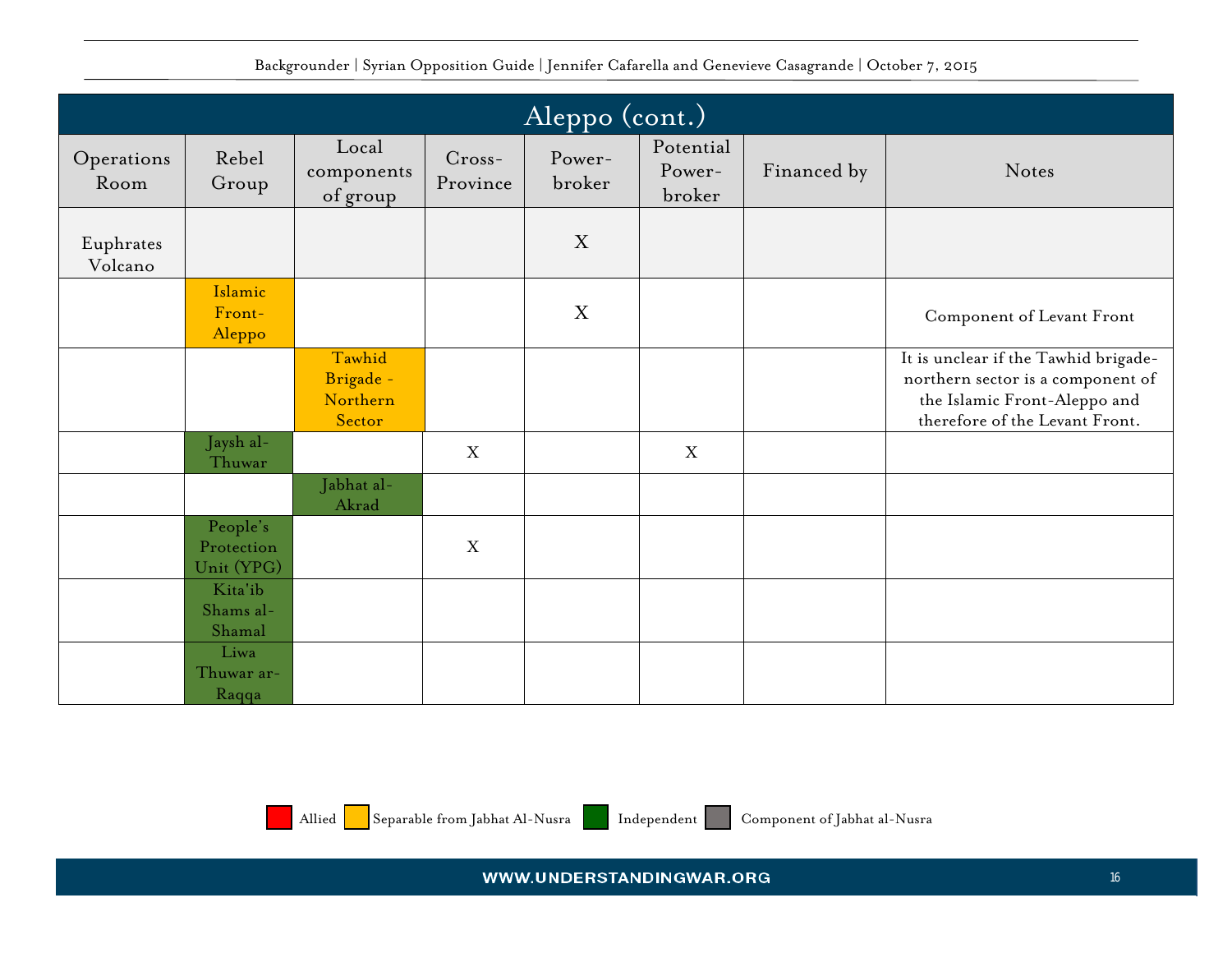## Aleppo (cont.)

| Operations Room | Rebel Group | Local components of group | Cross-Province | Power-broker | Potential Power-broker | Financed by | Notes |
|---|---|---|---|---|---|---|---|
| Euphrates Volcano | | | | X | | | |
| | Islamic Front-Aleppo | | | X | | | Component of Levant Front |
| | | Tawhid Brigade - Northern Sector | | | | | It is unclear if the Tawhid brigade-northern sector is a component of the Islamic Front-Aleppo and therefore of the Levant Front. |
| | Jaysh al-Thuwar | | X | | X | | |
| | | Jabhat al-Akrad | | | | | |
| | People's Protection Unit (YPG) | | X | | | | |
| | Kita'ib Shams al-Shamal | | | | | | |
| | Liwa Thuwar ar-Raqqa | | | | | | |

Allied | Separable from Jabhat Al-Nusra | Independent | Component of Jabhat al-Nusra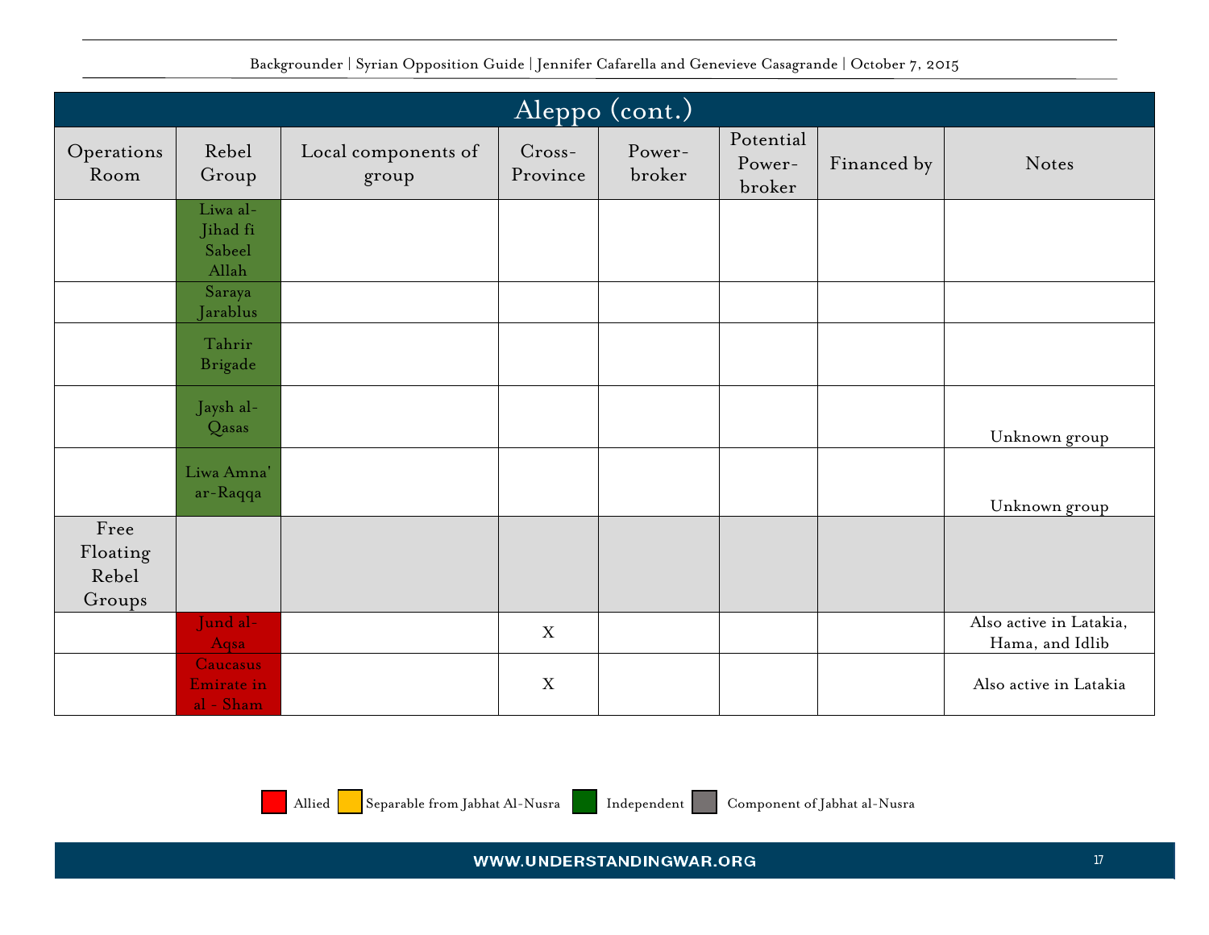| Aleppo (cont.) | | | | | | | |
|---|---|---|---|---|---|---|---|
| Operations Room | Rebel Group | Local components of group | Cross-Province | Power-broker | Potential Power-broker | Financed by | Notes |
| | Liwa al-Jihad fi Sabeel Allah | | | | | | |
| | Saraya Jarablus | | | | | | |
| | Tahrir Brigade | | | | | | |
| | Jaysh al-Qasas | | | | | | Unknown group |
| | Liwa Amna' ar-Raqqa | | | | | | Unknown group |
| Free Floating Rebel Groups | | | | | | | |
| | Jund al-Aqsa | | X | | | | Also active in Latakia, Hama, and Idlib |
| | Caucasus Emirate in al - Sham | | X | | | | Also active in Latakia |

Allied | Separable from Jabhat Al-Nusra | Independent | Component of Jabhat al-Nusra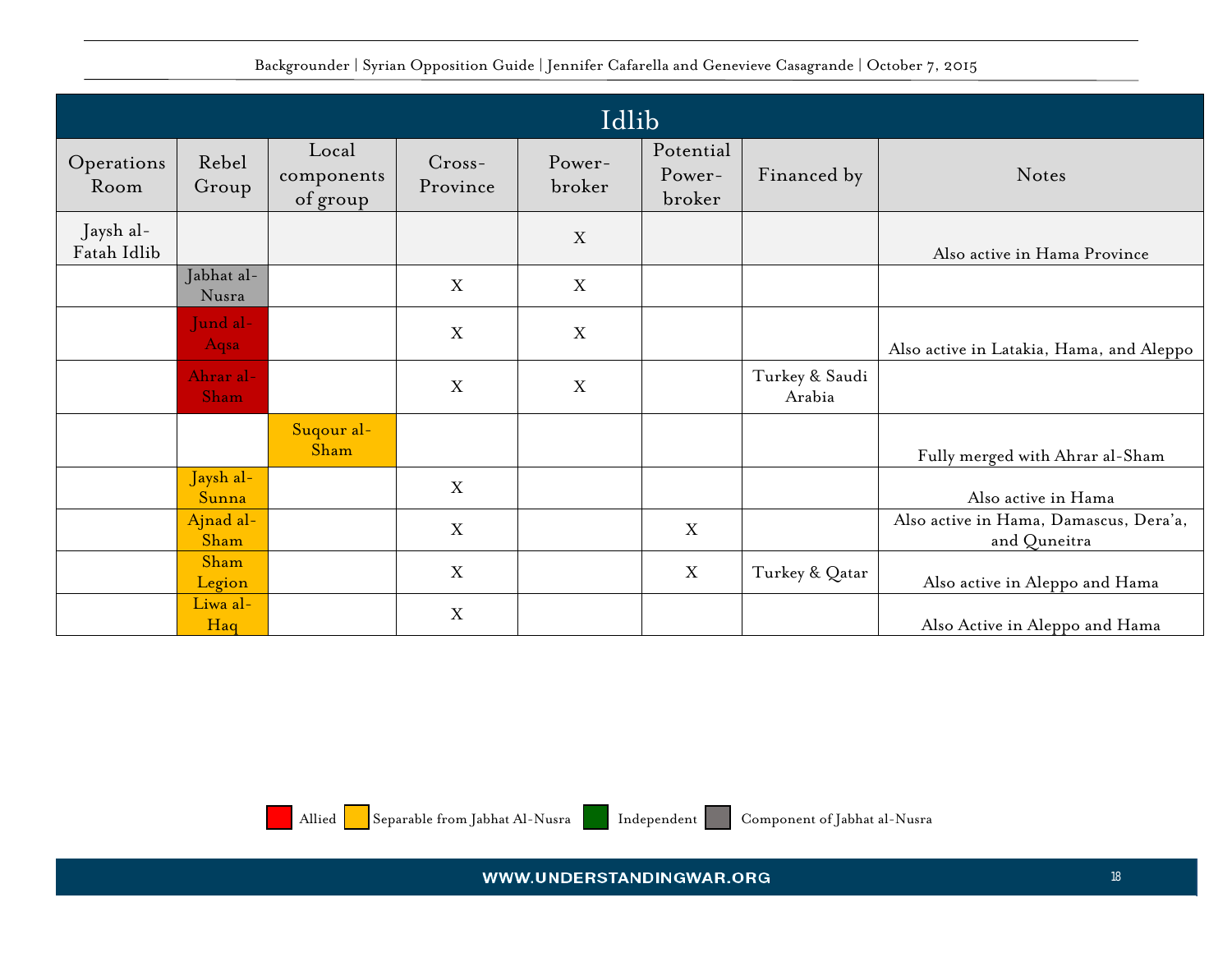| Idlib | | | | | | | |
|---|---|---|---|---|---|---|---|
| Operations Room | Rebel Group | Local components of group | Cross-Province | Power-broker | Potential Power-broker | Financed by | Notes |
| Jaysh al-Fatah Idlib | | | | X | | | Also active in Hama Province |
| | Jabhat al-Nusra | | X | X | | | |
| | Jund al-Aqsa | | X | X | | | Also active in Latakia, Hama, and Aleppo |
| | Ahrar al-Sham | | X | X | | Turkey & Saudi Arabia | |
| | | Suqour al-Sham | | | | | Fully merged with Ahrar al-Sham |
| | Jaysh al-Sunna | | X | | | | Also active in Hama |
| | Ajnad al-Sham | | X | | X | | Also active in Hama, Damascus, Dera'a, and Quneitra |
| | Sham Legion | | X | | X | Turkey & Qatar | Also active in Aleppo and Hama |
| | Liwa al-Haq | | X | | | | Also Active in Aleppo and Hama |

Allied | Separable from Jabhat Al-Nusra | Independent | Component of Jabhat al-Nusra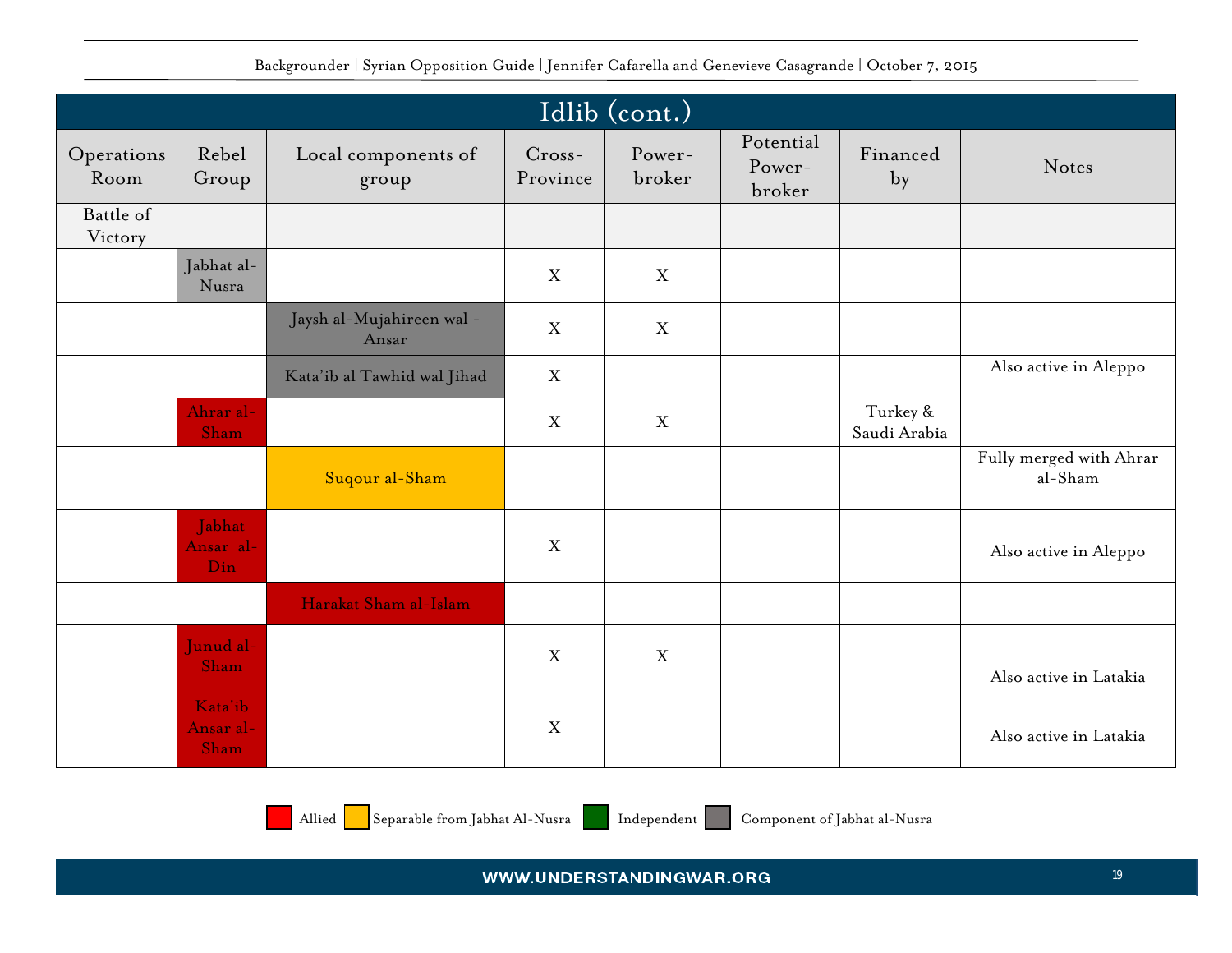## Idlib (cont.)

| Operations Room | Rebel Group | Local components of group | Cross-Province | Power-broker | Potential Power-broker | Financed by | Notes |
|---|---|---|---|---|---|---|---|
| Battle of Victory | | | | | | | |
| | Jabhat al-Nusra | | X | X | | | |
| | | Jaysh al-Mujahireen wal -Ansar | X | X | | | |
| | | Kata'ib al Tawhid wal Jihad | X | | | | Also active in Aleppo |
| | Ahrar al-Sham | | X | X | | Turkey & Saudi Arabia | |
| | | Suqour al-Sham | | | | | Fully merged with Ahrar al-Sham |
| | Jabhat Ansar al-Din | | X | | | | Also active in Aleppo |
| | | Harakat Sham al-Islam | | | | | |
| | Junud al-Sham | | X | X | | | Also active in Latakia |
| | Kata'ib Ansar al-Sham | | X | | | | Also active in Latakia |

Allied | Separable from Jabhat Al-Nusra | Independent | Component of Jabhat al-Nusra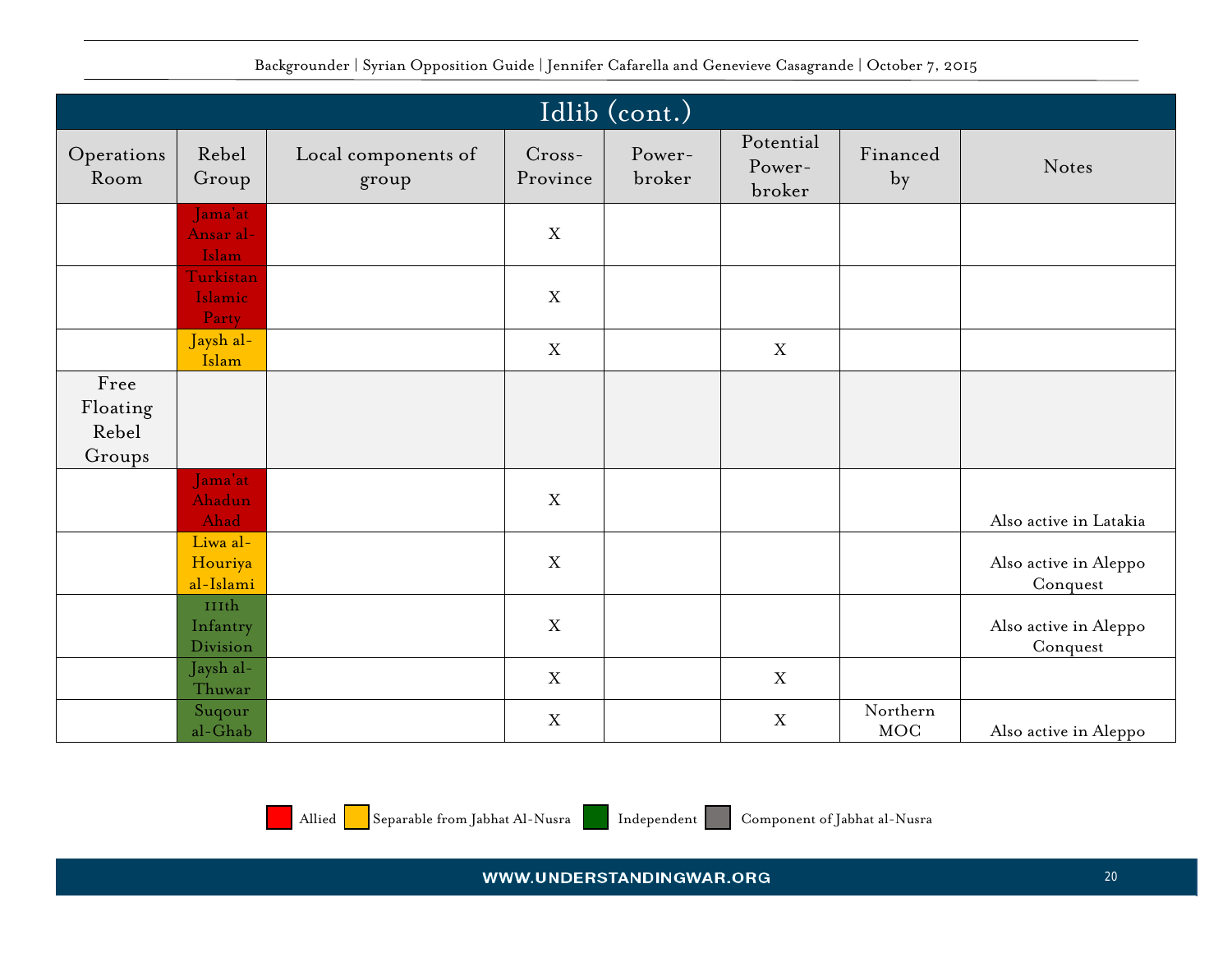| Idlib (cont.) | | | | | | | |
|---|---|---|---|---|---|---|---|
| Operations Room | Rebel Group | Local components of group | Cross-Province | Power-broker | Potential Power-broker | Financed by | Notes |
| | Jama'at Ansar al-Islam | | X | | | | |
| | Turkistan Islamic Party | | X | | | | |
| | Jaysh al-Islam | | X | | X | | |
| Free Floating Rebel Groups | | | | | | | |
| | Jama'at Ahadun Ahad | | X | | | | Also active in Latakia |
| | Liwa al-Houriya al-Islami | | X | | | | Also active in Aleppo Conquest |
| | 111th Infantry Division | | X | | | | Also active in Aleppo Conquest |
| | Jaysh al-Thuwar | | X | | X | | |
| | Suqour al-Ghab | | X | | X | Northern MOC | Also active in Aleppo |

Allied | Separable from Jabhat Al-Nusra | Independent | Component of Jabhat al-Nusra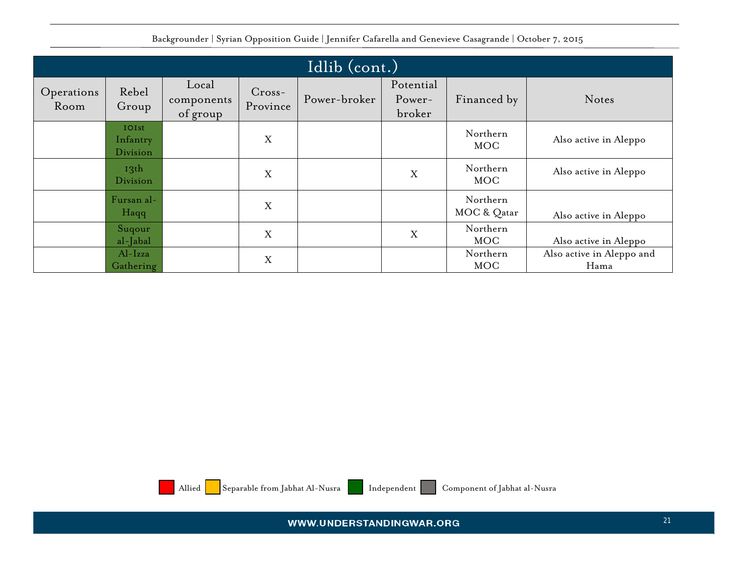| Idlib (cont.) | | | | | | | |
|---|---|---|---|---|---|---|---|
| Operations Room | Rebel Group | Local components of group | Cross-Province | Power-broker | Potential Power-broker | Financed by | Notes |
| | 101st Infantry Division | | X | | | Northern MOC | Also active in Aleppo |
| | 13th Division | | X | | X | Northern MOC | Also active in Aleppo |
| | Fursan al-Haqq | | X | | | Northern MOC & Qatar | Also active in Aleppo |
| | Suqour al-Jabal | | X | | X | Northern MOC | Also active in Aleppo |
| | Al-Izza Gathering | | X | | | Northern MOC | Also active in Aleppo and Hama |

Allied | Separable from Jabhat Al-Nusra | Independent | Component of Jabhat al-Nusra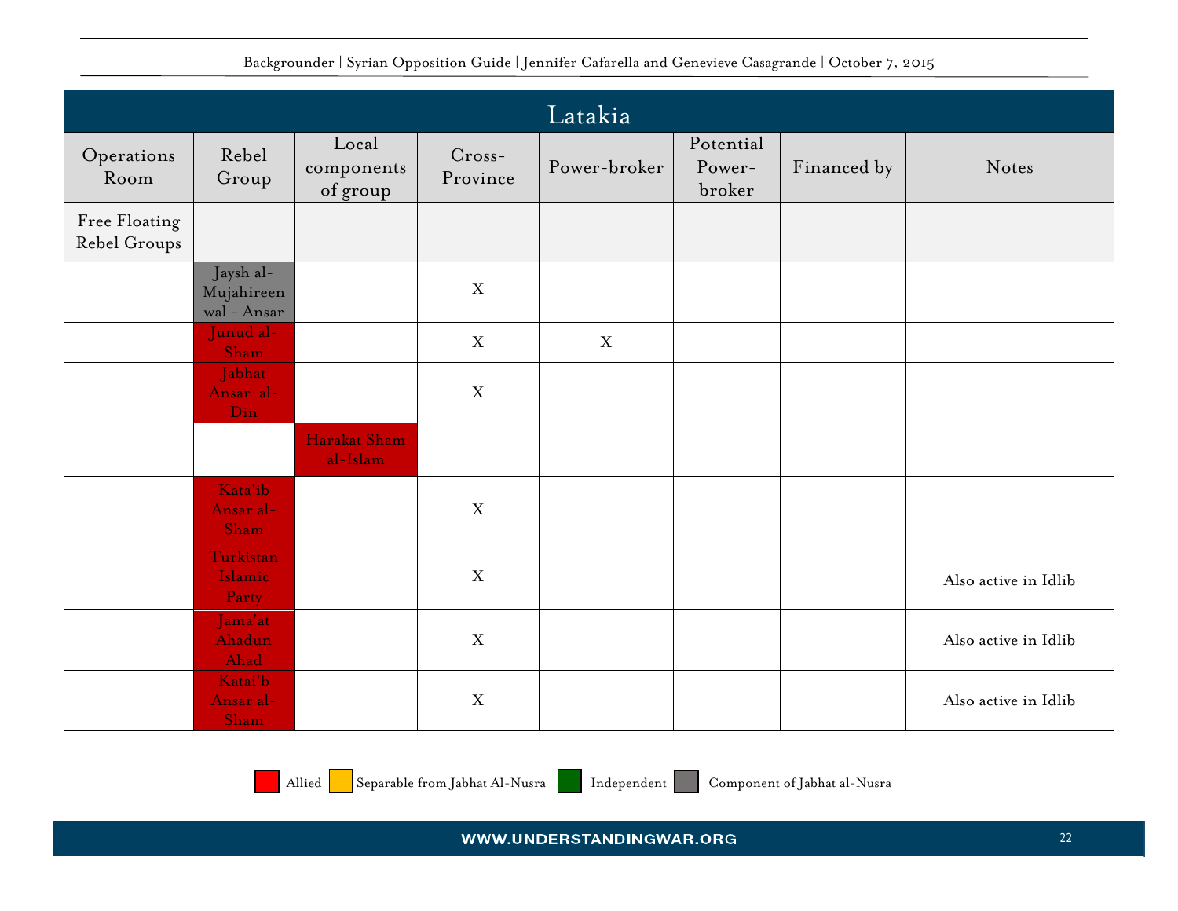| Latakia | | | | | | | |
|---|---|---|---|---|---|---|---|
| Operations Room | Rebel Group | Local components of group | Cross-Province | Power-broker | Potential Power-broker | Financed by | Notes |
| Free Floating Rebel Groups | | | | | | | |
| | Jaysh al-Mujahireen wal - Ansar | | X | | | | |
| | Junud al-Sham | | X | X | | | |
| | Jabhat Ansar al-Din | | X | | | | |
| | | Harakat Sham al-Islam | | | | | |
| | Kata'ib Ansar al-Sham | | X | | | | |
| | Turkistan Islamic Party | | X | | | | Also active in Idlib |
| | Jama'at Ahadun Ahad | | X | | | | Also active in Idlib |
| | Katai'b Ansar al-Sham | | X | | | | Also active in Idlib |

Allied | Separable from Jabhat Al-Nusra | Independent | Component of Jabhat al-Nusra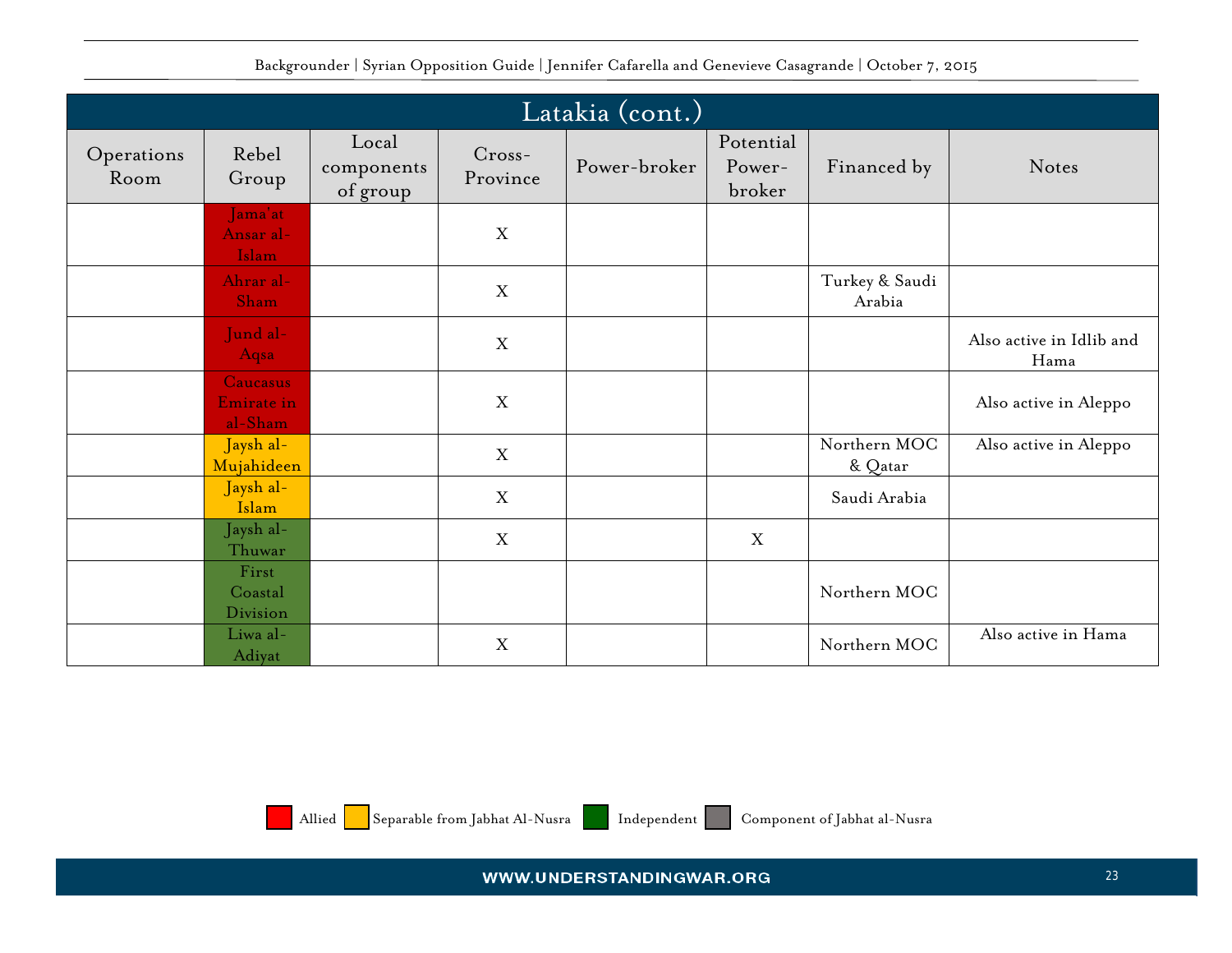## Latakia (cont.)

| Operations Room | Rebel Group | Local components of group | Cross-Province | Power-broker | Potential Power-broker | Financed by | Notes |
|---|---|---|---|---|---|---|---|
| | Jama'at Ansar al-Islam | | X | | | | |
| | Ahrar al-Sham | | X | | | Turkey & Saudi Arabia | |
| | Jund al-Aqsa | | X | | | | Also active in Idlib and Hama |
| | Caucasus Emirate in al-Sham | | X | | | | Also active in Aleppo |
| | Jaysh al-Mujahideen | | X | | | Northern MOC & Qatar | Also active in Aleppo |
| | Jaysh al-Islam | | X | | | Saudi Arabia | |
| | Jaysh al-Thuwar | | X | | X | | |
| | First Coastal Division | | | | | Northern MOC | |
| | Liwa al-Adiyat | | X | | | Northern MOC | Also active in Hama |

Allied | Separable from Jabhat Al-Nusra | Independent | Component of Jabhat al-Nusra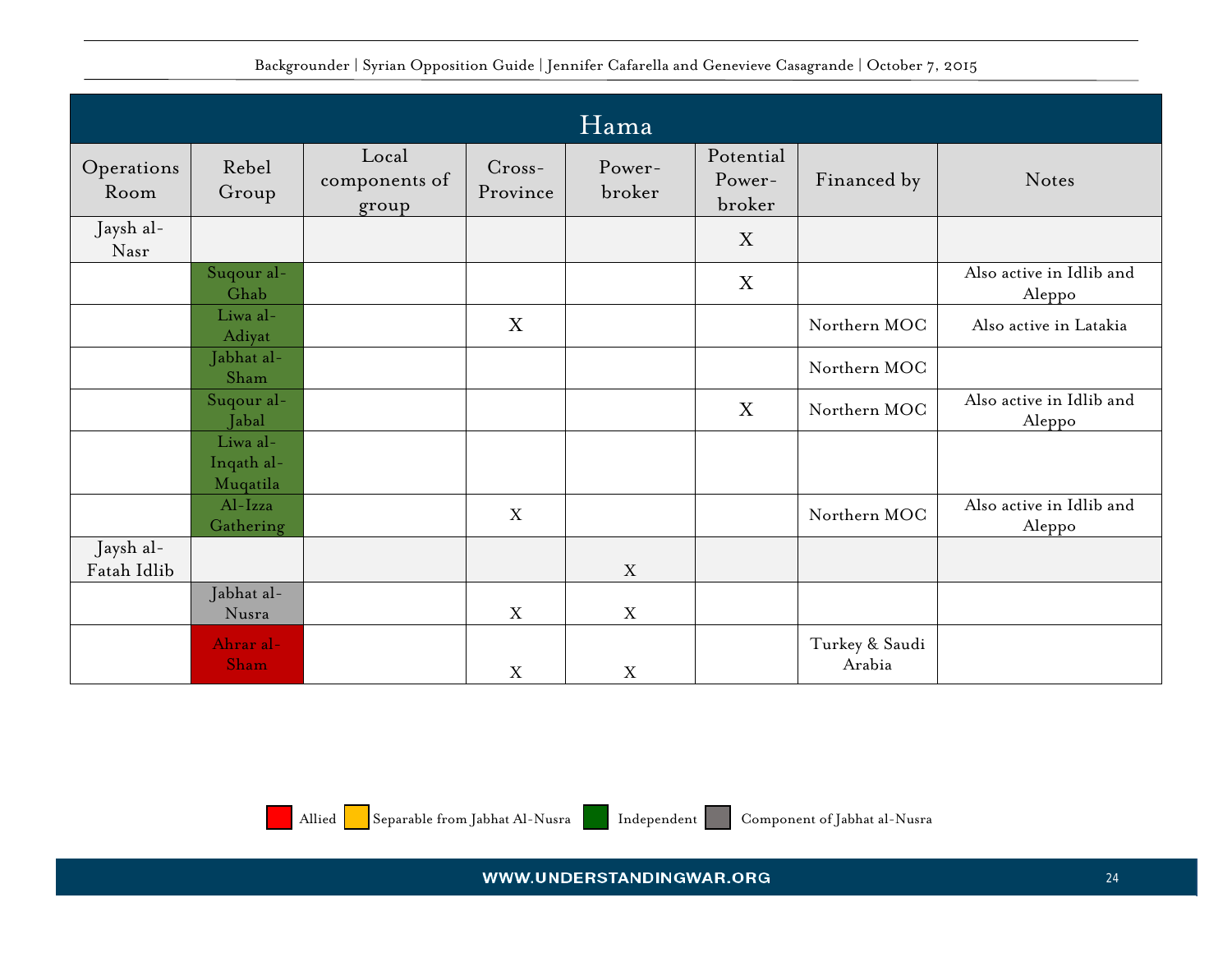| Hama | | | | | | | |
|---|---|---|---|---|---|---|---|
| Operations Room | Rebel Group | Local components of group | Cross-Province | Power-broker | Potential Power-broker | Financed by | Notes |
| Jaysh al-Nasr | | | | | X | | |
| | Suqour al-Ghab | | | | X | | Also active in Idlib and Aleppo |
| | Liwa al-Adiyat | | X | | | Northern MOC | Also active in Latakia |
| | Jabhat al-Sham | | | | | Northern MOC | |
| | Suqour al-Jabal | | | | X | Northern MOC | Also active in Idlib and Aleppo |
| | Liwa al-Inqath al-Muqatila | | | | | | |
| | Al-Izza Gathering | | X | | | Northern MOC | Also active in Idlib and Aleppo |
| Jaysh al-Fatah Idlib | | | | X | | | |
| | Jabhat al-Nusra | | X | X | | | |
| | Ahrar al-Sham | | X | X | | Turkey & Saudi Arabia | |

Allied | Separable from Jabhat Al-Nusra | Independent | Component of Jabhat al-Nusra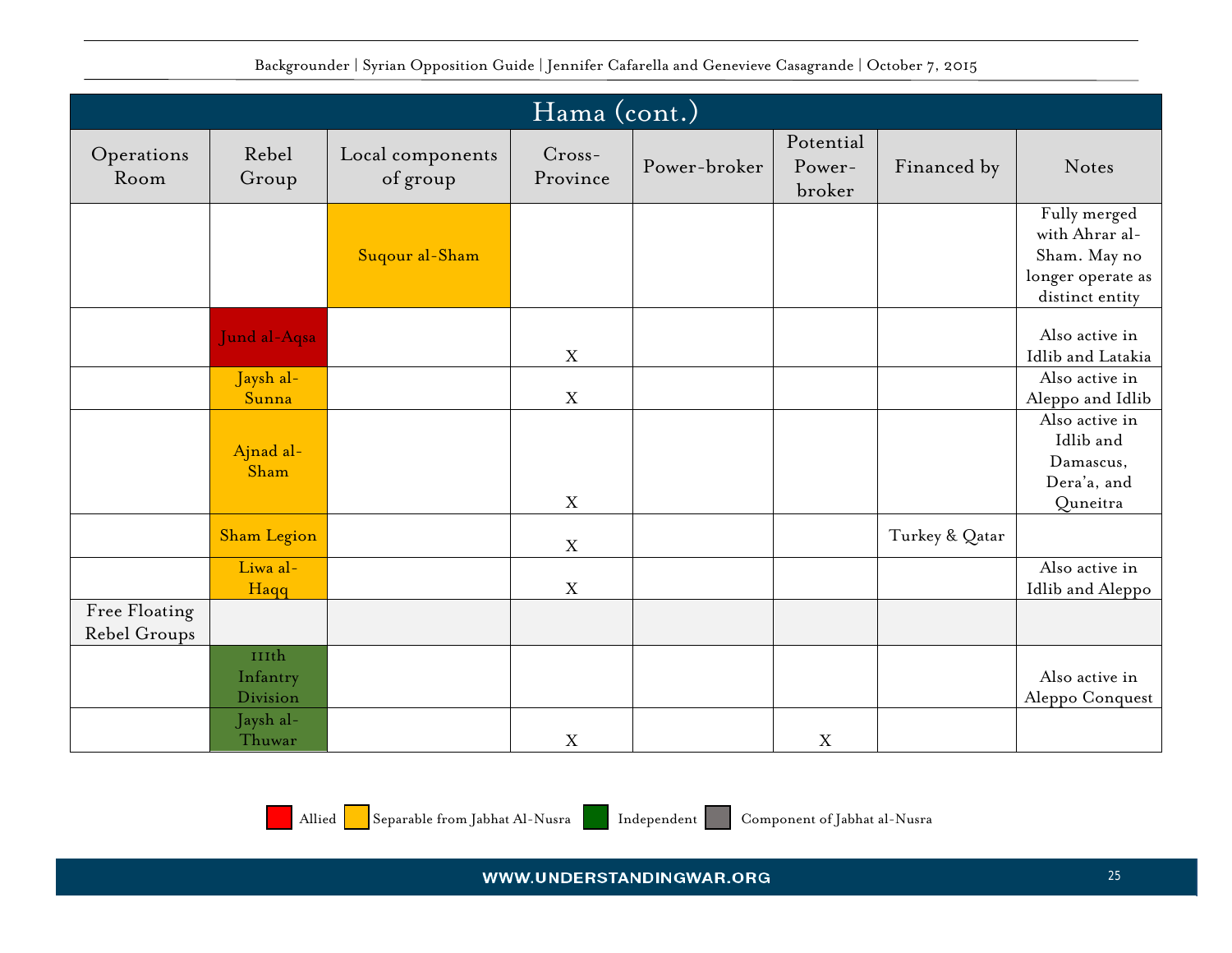## Hama (cont.)

| Operations Room | Rebel Group | Local components of group | Cross-Province | Power-broker | Potential Power-broker | Financed by | Notes |
|---|---|---|---|---|---|---|---|
| | | Suqour al-Sham | | | | | Fully merged with Ahrar al-Sham. May no longer operate as distinct entity |
| | Jund al-Aqsa | | X | | | | Also active in Idlib and Latakia |
| | Jaysh al-Sunna | | X | | | | Also active in Aleppo and Idlib |
| | Ajnad al-Sham | | X | | | | Also active in Idlib and Damascus, Dera'a, and Quneitra |
| | Sham Legion | | X | | | Turkey & Qatar | |
| | Liwa al-Haqq | | X | | | | Also active in Idlib and Aleppo |
| Free Floating Rebel Groups | | | | | | | |
| | 111th Infantry Division | | | | | | Also active in Aleppo Conquest |
| | Jaysh al-Thuwar | | X | | X | | |

Legend: Allied | Separable from Jabhat Al-Nusra | Independent | Component of Jabhat al-Nusra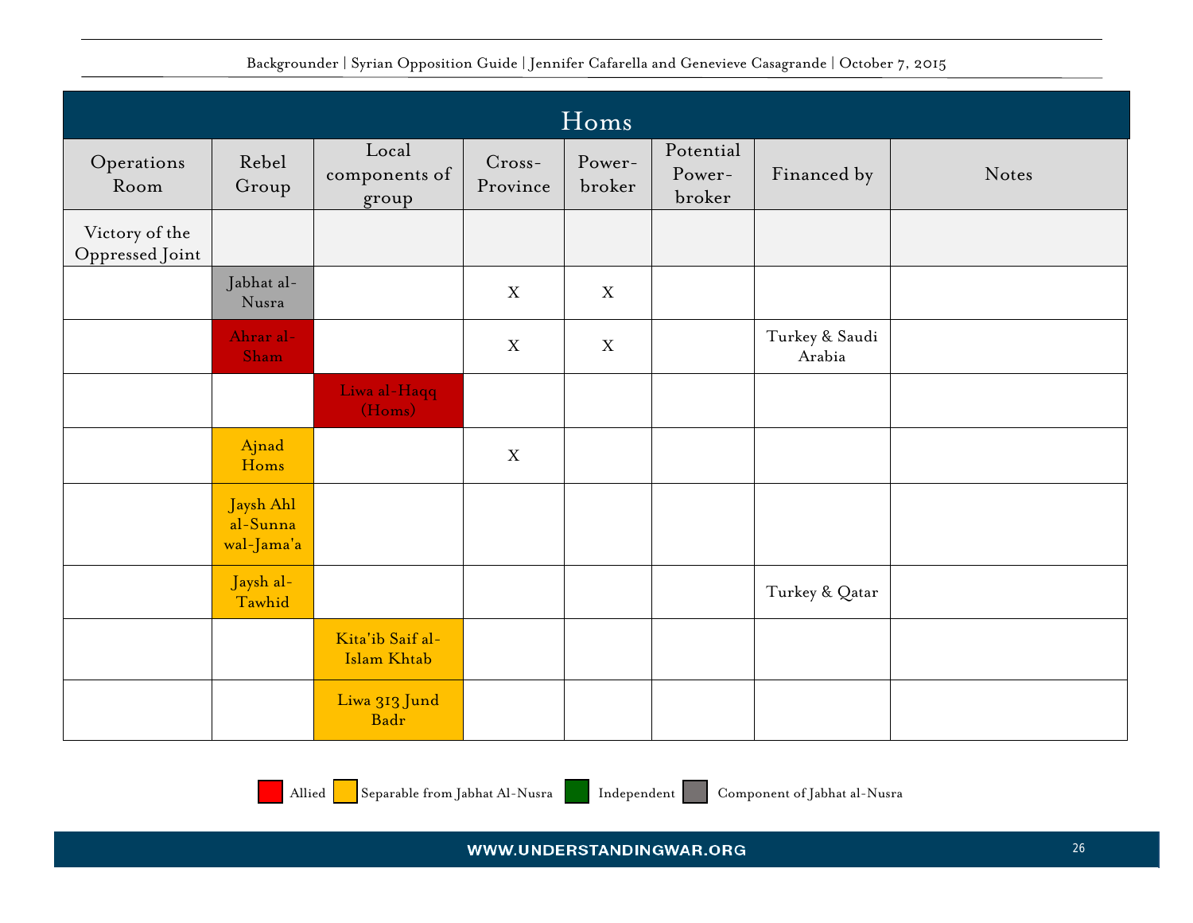## Homs

| Operations Room | Rebel Group | Local components of group | Cross-Province | Power-broker | Potential Power-broker | Financed by | Notes |
|---|---|---|---|---|---|---|---|
| Victory of the Oppressed Joint | | | | | | | |
| | Jabhat al-Nusra | | X | X | | | |
| | Ahrar al-Sham | | X | X | | Turkey & Saudi Arabia | |
| | | Liwa al-Haqq (Homs) | | | | | |
| | Ajnad Homs | | X | | | | |
| | Jaysh Ahl al-Sunna wal-Jama'a | | | | | | |
| | Jaysh al-Tawhid | | | | | Turkey & Qatar | |
| | | Kita'ib Saif al-Islam Khtab | | | | | |
| | | Liwa 313 Jund Badr | | | | | |

Legend: Allied | Separable from Jabhat Al-Nusra | Independent | Component of Jabhat al-Nusra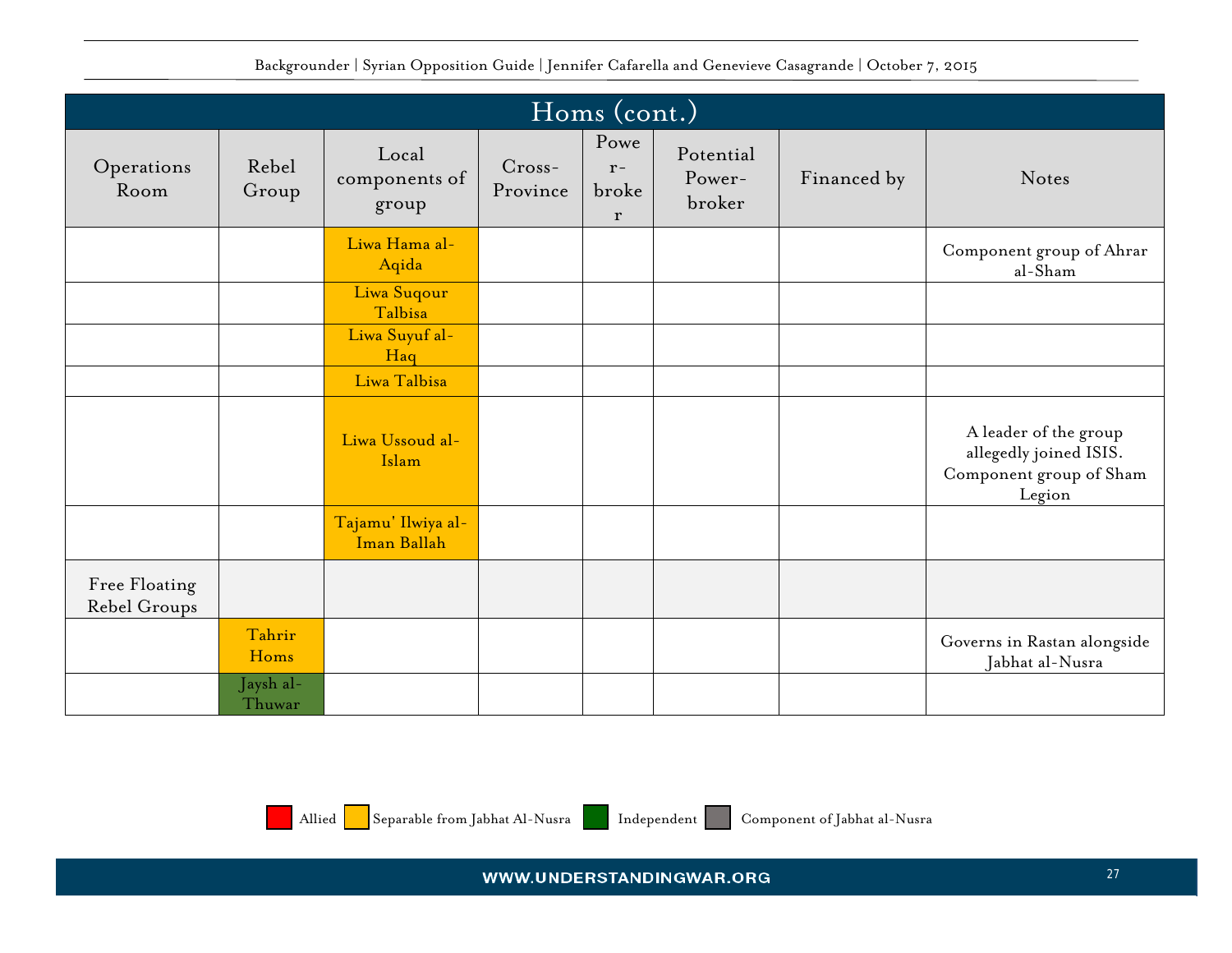## Homs (cont.)

| Operations Room | Rebel Group | Local components of group | Cross-Province | Power-broker | Potential Power-broker | Financed by | Notes |
|---|---|---|---|---|---|---|---|
| | | Liwa Hama al-Aqida | | | | | Component group of Ahrar al-Sham |
| | | Liwa Suqour Talbisa | | | | | |
| | | Liwa Suyuf al-Haq | | | | | |
| | | Liwa Talbisa | | | | | |
| | | Liwa Ussoud al-Islam | | | | | A leader of the group allegedly joined ISIS. Component group of Sham Legion |
| | | Tajamu' Ilwiya al-Iman Ballah | | | | | |
| Free Floating Rebel Groups | | | | | | | |
| | Tahrir Homs | | | | | | Governs in Rastan alongside Jabhat al-Nusra |
| | Jaysh al-Thuwar | | | | | | |

Allied | Separable from Jabhat Al-Nusra | Independent | Component of Jabhat al-Nusra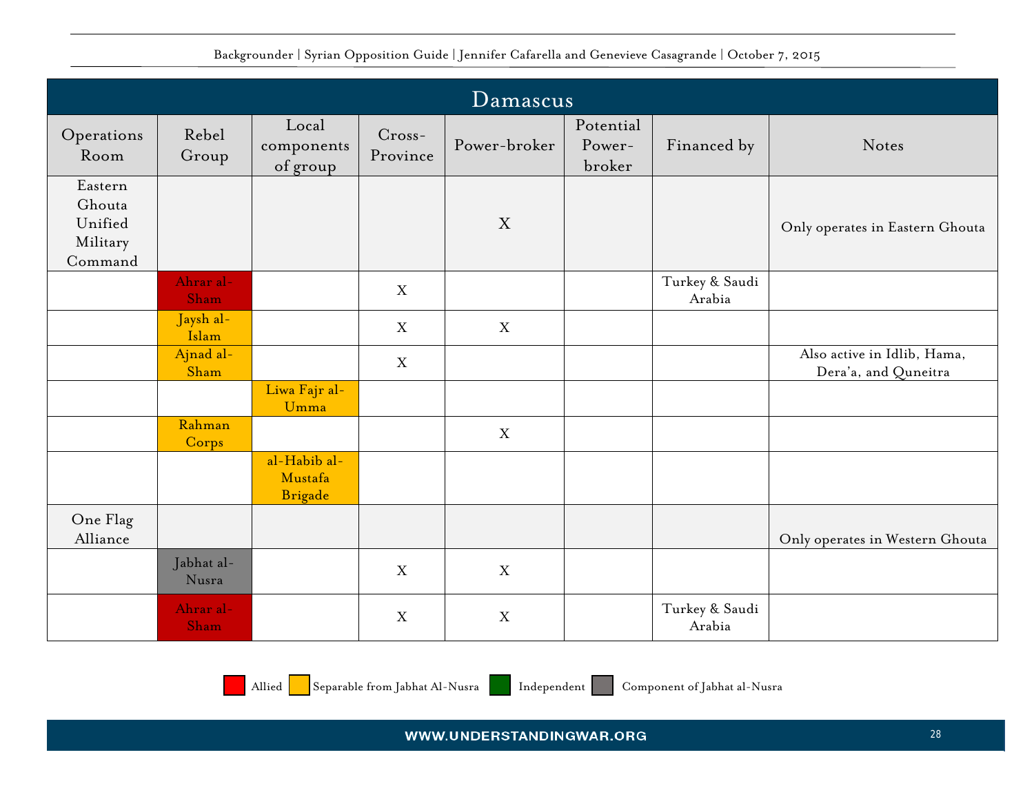## Damascus

| Operations Room | Rebel Group | Local components of group | Cross-Province | Power-broker | Potential Power-broker | Financed by | Notes |
|---|---|---|---|---|---|---|---|
| Eastern Ghouta Unified Military Command | | | | X | | | Only operates in Eastern Ghouta |
| | Ahrar al-Sham | | X | | | Turkey & Saudi Arabia | |
| | Jaysh al-Islam | | X | X | | | |
| | Ajnad al-Sham | | X | | | | Also active in Idlib, Hama, Dera'a, and Quneitra |
| | | Liwa Fajr al-Umma | | | | | |
| | Rahman Corps | | | X | | | |
| | | al-Habib al-Mustafa Brigade | | | | | |
| One Flag Alliance | | | | | | | Only operates in Western Ghouta |
| | Jabhat al-Nusra | | X | X | | | |
| | Ahrar al-Sham | | X | X | | Turkey & Saudi Arabia | |

Legend: Allied (red) | Separable from Jabhat Al-Nusra (yellow) | Independent (green) | Component of Jabhat al-Nusra (gray)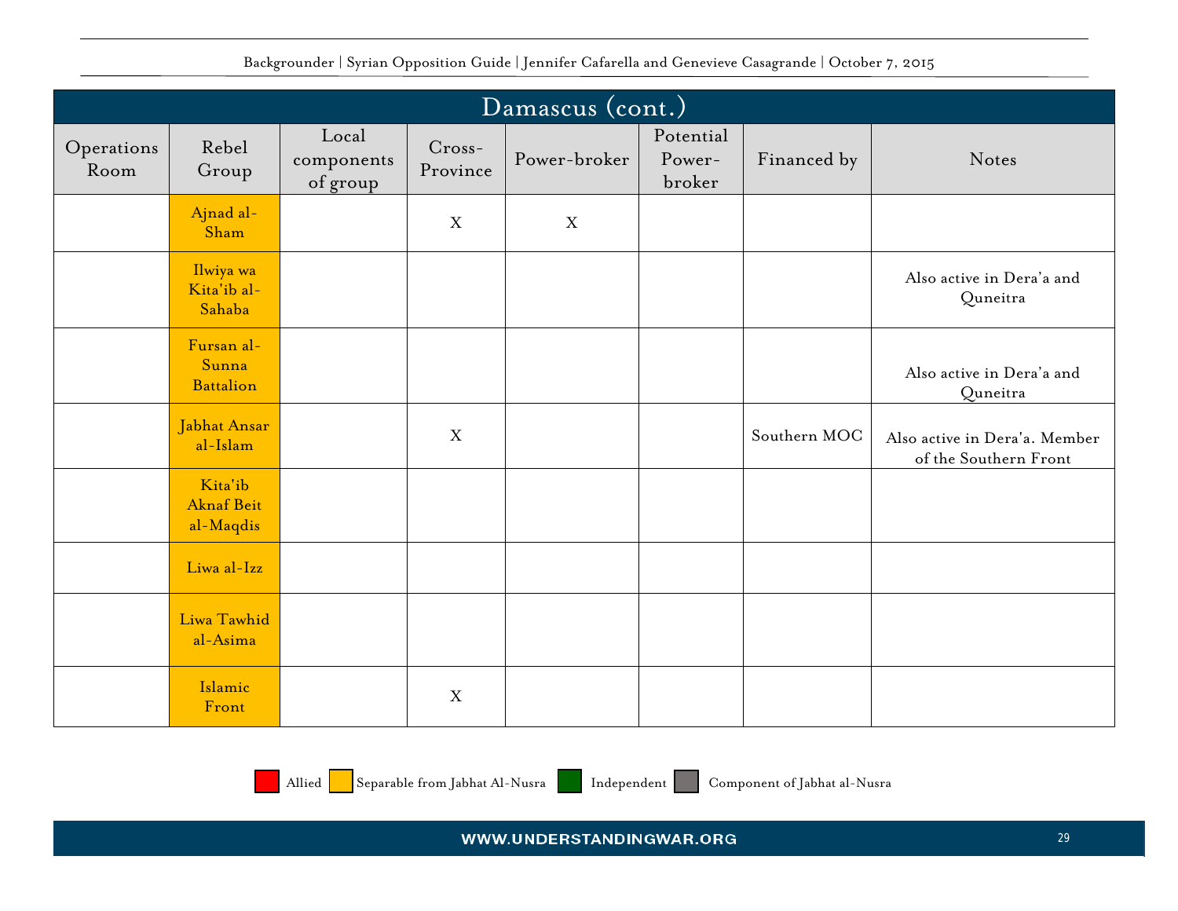## Damascus (cont.)

| Operations Room | Rebel Group | Local components of group | Cross-Province | Power-broker | Potential Power-broker | Financed by | Notes |
|---|---|---|---|---|---|---|---|
| | Ajnad al-Sham | | X | X | | | |
| | Ilwiya wa Kita'ib al-Sahaba | | | | | | Also active in Dera'a and Quneitra |
| | Fursan al-Sunna Battalion | | | | | | Also active in Dera'a and Quneitra |
| | Jabhat Ansar al-Islam | | X | | | Southern MOC | Also active in Dera'a. Member of the Southern Front |
| | Kita'ib Aknaf Beit al-Maqdis | | | | | | |
| | Liwa al-Izz | | | | | | |
| | Liwa Tawhid al-Asima | | | | | | |
| | Islamic Front | | X | | | | |

Allied | Separable from Jabhat Al-Nusra | Independent | Component of Jabhat al-Nusra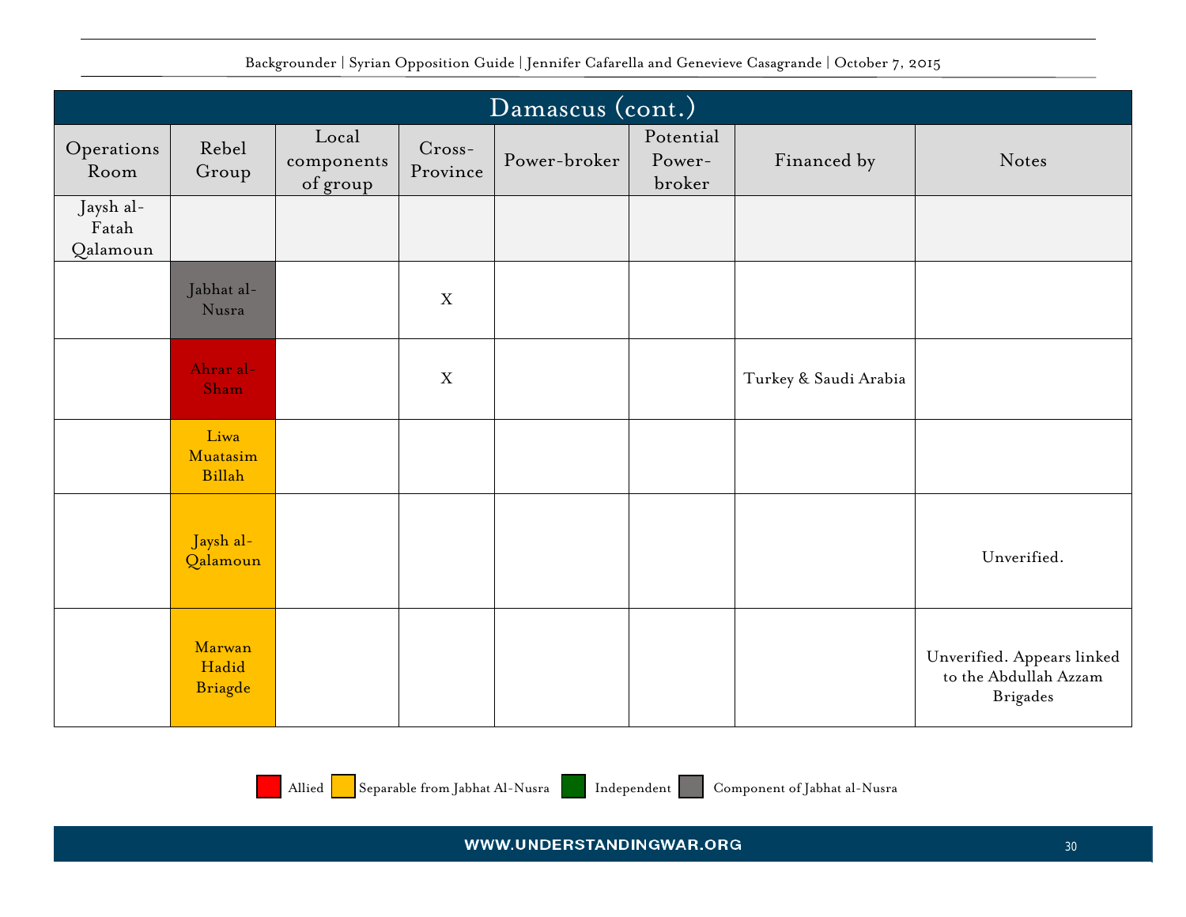## Damascus (cont.)

| Operations Room | Rebel Group | Local components of group | Cross-Province | Power-broker | Potential Power-broker | Financed by | Notes |
|---|---|---|---|---|---|---|---|
| Jaysh al-Fatah Qalamoun | | | | | | | |
| | Jabhat al-Nusra | | X | | | | |
| | Ahrar al-Sham | | X | | | Turkey & Saudi Arabia | |
| | Liwa Muatasim Billah | | | | | | |
| | Jaysh al-Qalamoun | | | | | | Unverified. |
| | Marwan Hadid Briagde | | | | | | Unverified. Appears linked to the Abdullah Azzam Brigades |

Allied | Separable from Jabhat Al-Nusra | Independent | Component of Jabhat al-Nusra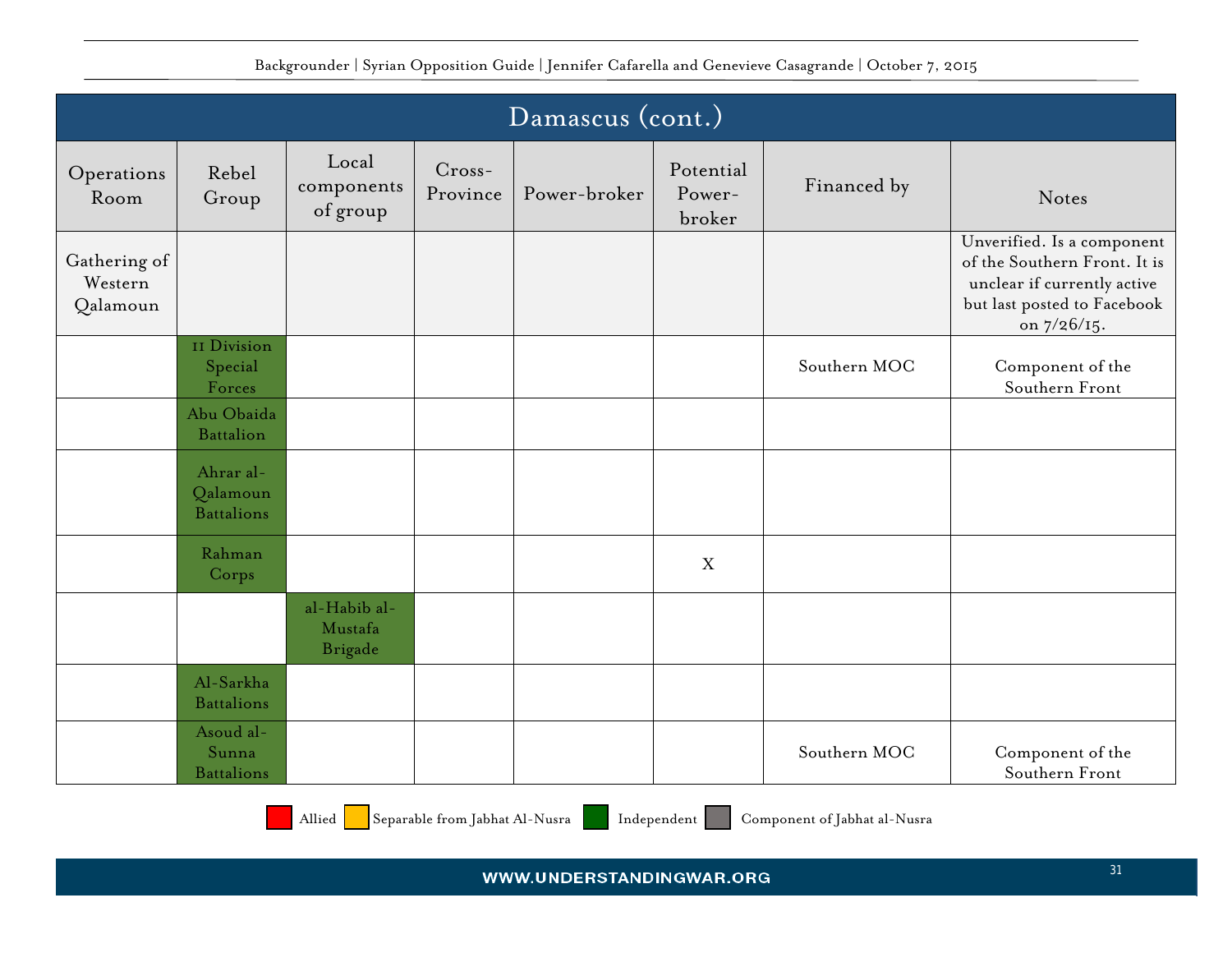| Damascus (cont.) | | | | | | | |
|---|---|---|---|---|---|---|---|
| Operations Room | Rebel Group | Local components of group | Cross-Province | Power-broker | Potential Power-broker | Financed by | Notes |
| Gathering of Western Qalamoun | | | | | | | Unverified. Is a component of the Southern Front. It is unclear if currently active but last posted to Facebook on 7/26/15. |
| | 11 Division Special Forces | | | | | Southern MOC | Component of the Southern Front |
| | Abu Obaida Battalion | | | | | | |
| | Ahrar al-Qalamoun Battalions | | | | | | |
| | Rahman Corps | | | | X | | |
| | | al-Habib al-Mustafa Brigade | | | | | |
| | Al-Sarkha Battalions | | | | | | |
| | Asoud al-Sunna Battalions | | | | | Southern MOC | Component of the Southern Front |

Allied | Separable from Jabhat Al-Nusra | Independent | Component of Jabhat al-Nusra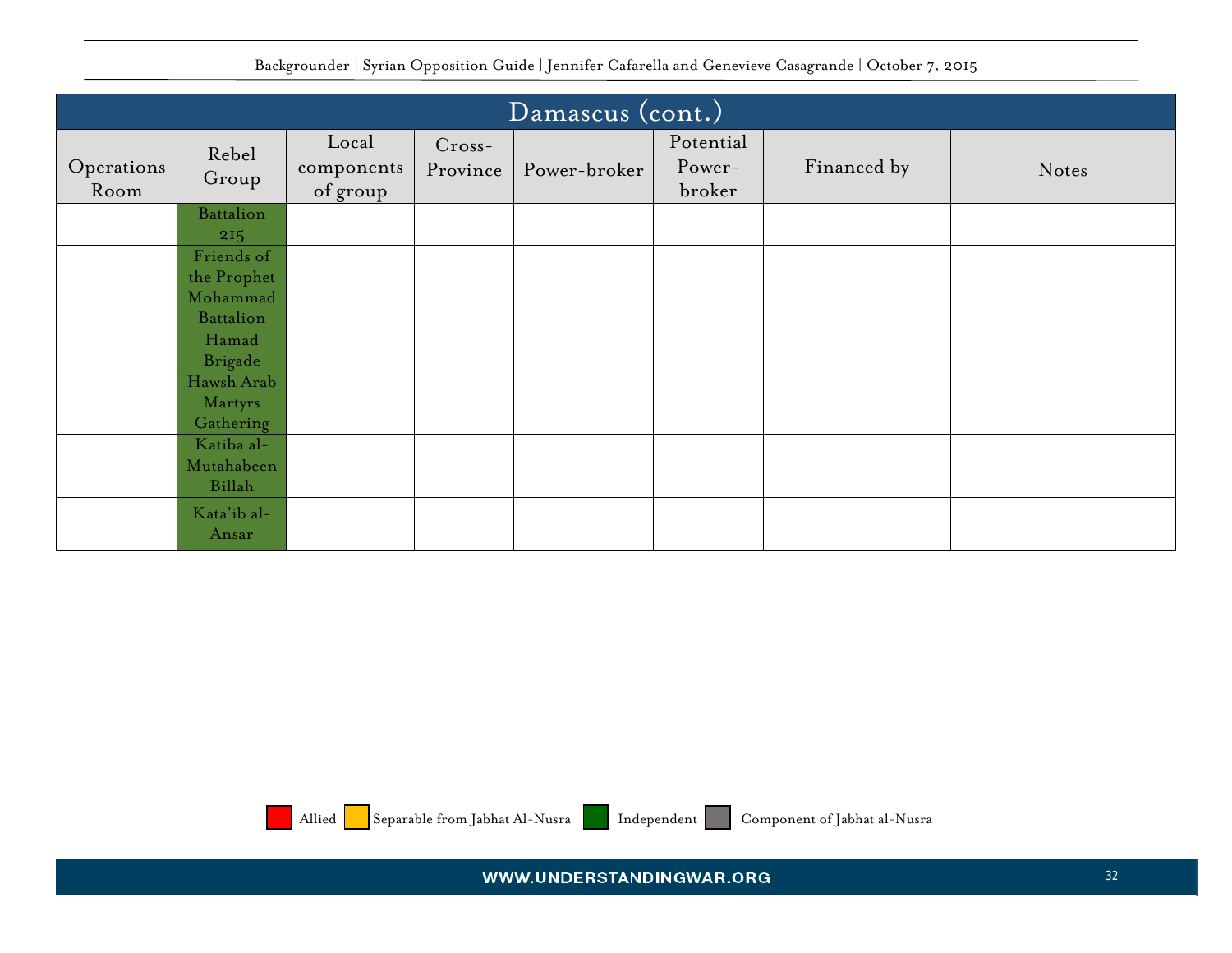| Damascus (cont.) | | | | | | | |
|---|---|---|---|---|---|---|---|
| Operations Room | Rebel Group | Local components of group | Cross-Province | Power-broker | Potential Power-broker | Financed by | Notes |
| | Battalion 215 | | | | | | |
| | Friends of the Prophet Mohammad Battalion | | | | | | |
| | Hamad Brigade | | | | | | |
| | Hawsh Arab Martyrs Gathering | | | | | | |
| | Katiba al-Mutahabeen Billah | | | | | | |
| | Kata'ib al-Ansar | | | | | | |

Allied | Separable from Jabhat Al-Nusra | Independent | Component of Jabhat al-Nusra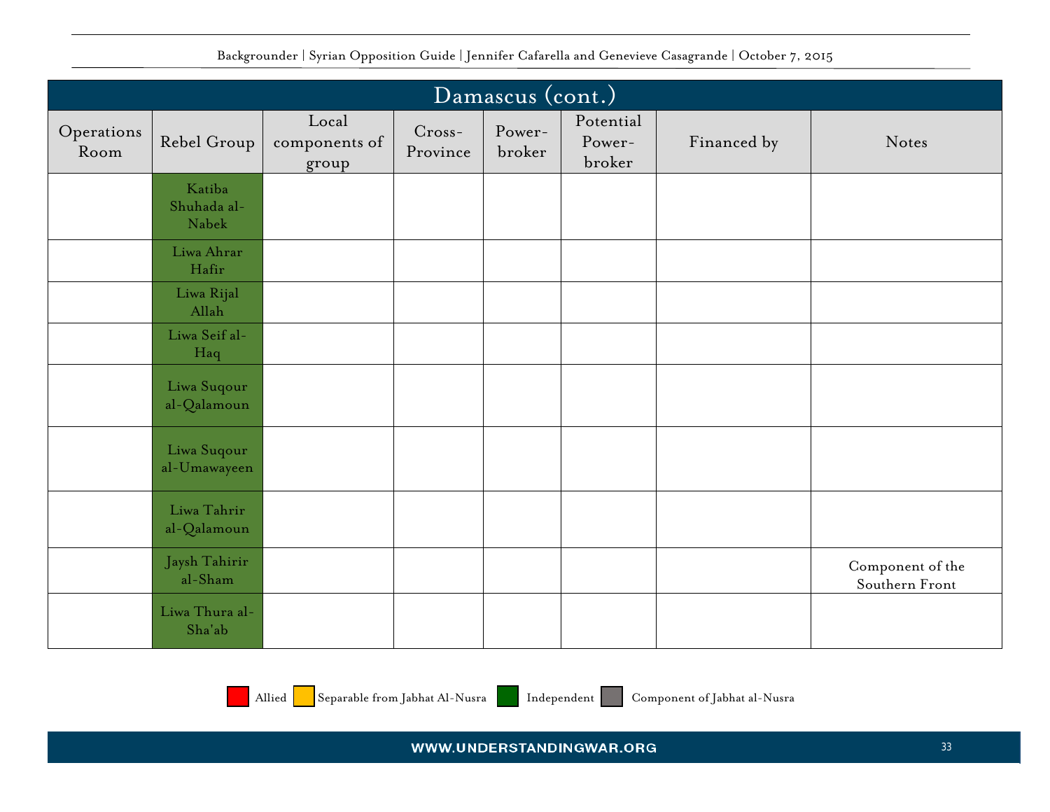## Damascus (cont.)

| Operations Room | Rebel Group | Local components of group | Cross-Province | Power-broker | Potential Power-broker | Financed by | Notes |
|---|---|---|---|---|---|---|---|
| | Katiba Shuhada al-Nabek | | | | | | |
| | Liwa Ahrar Hafir | | | | | | |
| | Liwa Rijal Allah | | | | | | |
| | Liwa Seif al-Haq | | | | | | |
| | Liwa Suqour al-Qalamoun | | | | | | |
| | Liwa Suqour al-Umawayeen | | | | | | |
| | Liwa Tahrir al-Qalamoun | | | | | | |
| | Jaysh Tahirir al-Sham | | | | | | Component of the Southern Front |
| | Liwa Thura al-Sha'ab | | | | | | |

Allied | Separable from Jabhat Al-Nusra | Independent | Component of Jabhat al-Nusra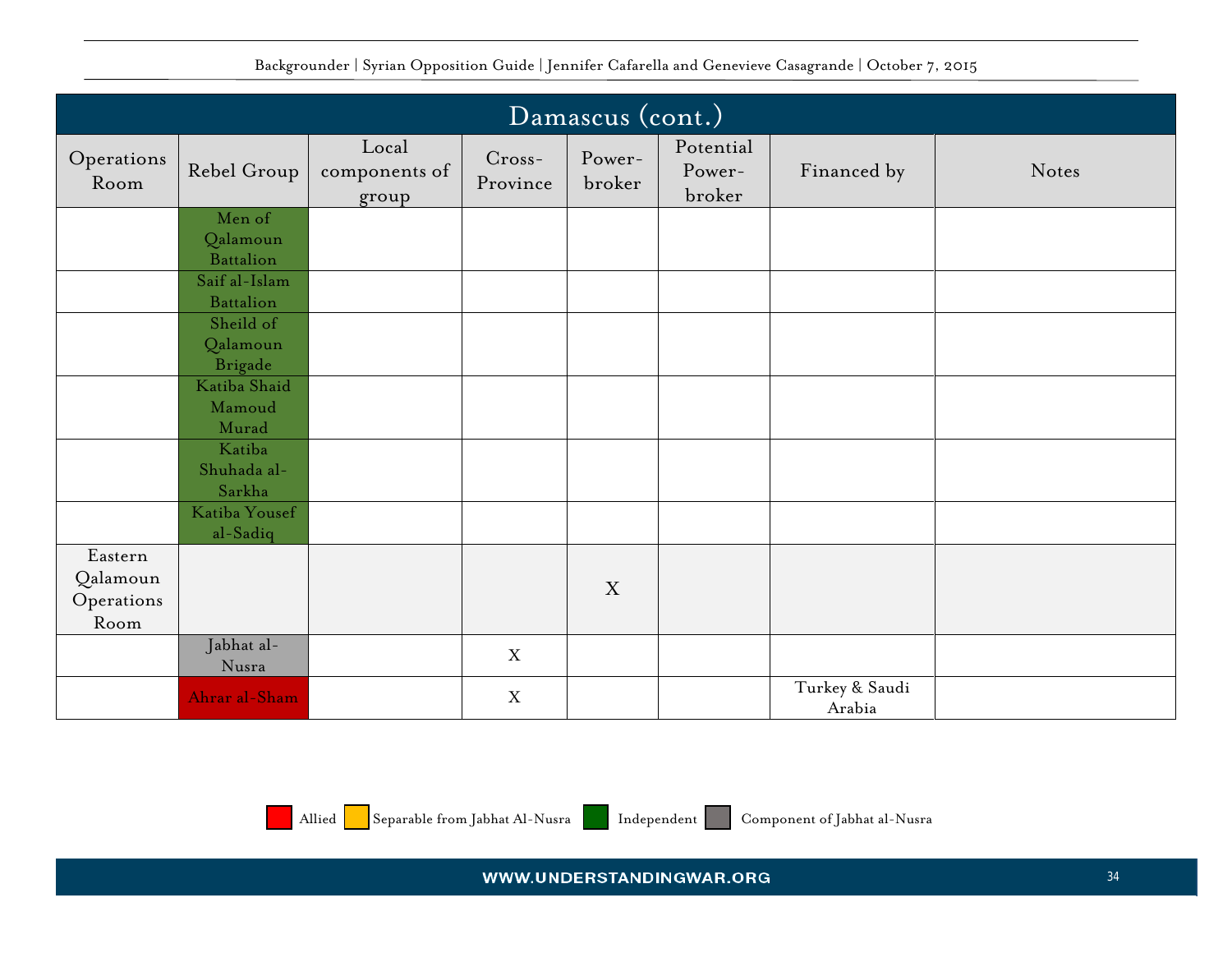## Damascus (cont.)

| Operations Room | Rebel Group | Local components of group | Cross-Province | Power-broker | Potential Power-broker | Financed by | Notes |
|---|---|---|---|---|---|---|---|
| | Men of Qalamoun Battalion | | | | | | |
| | Saif al-Islam Battalion | | | | | | |
| | Sheild of Qalamoun Brigade | | | | | | |
| | Katiba Shaid Mamoud Murad | | | | | | |
| | Katiba Shuhada al-Sarkha | | | | | | |
| | Katiba Yousef al-Sadiq | | | | | | |
| Eastern Qalamoun Operations Room | | | | X | | | |
| | Jabhat al-Nusra | | X | | | | |
| | Ahrar al-Sham | | X | | | Turkey & Saudi Arabia | |

Allied | Separable from Jabhat Al-Nusra | Independent | Component of Jabhat al-Nusra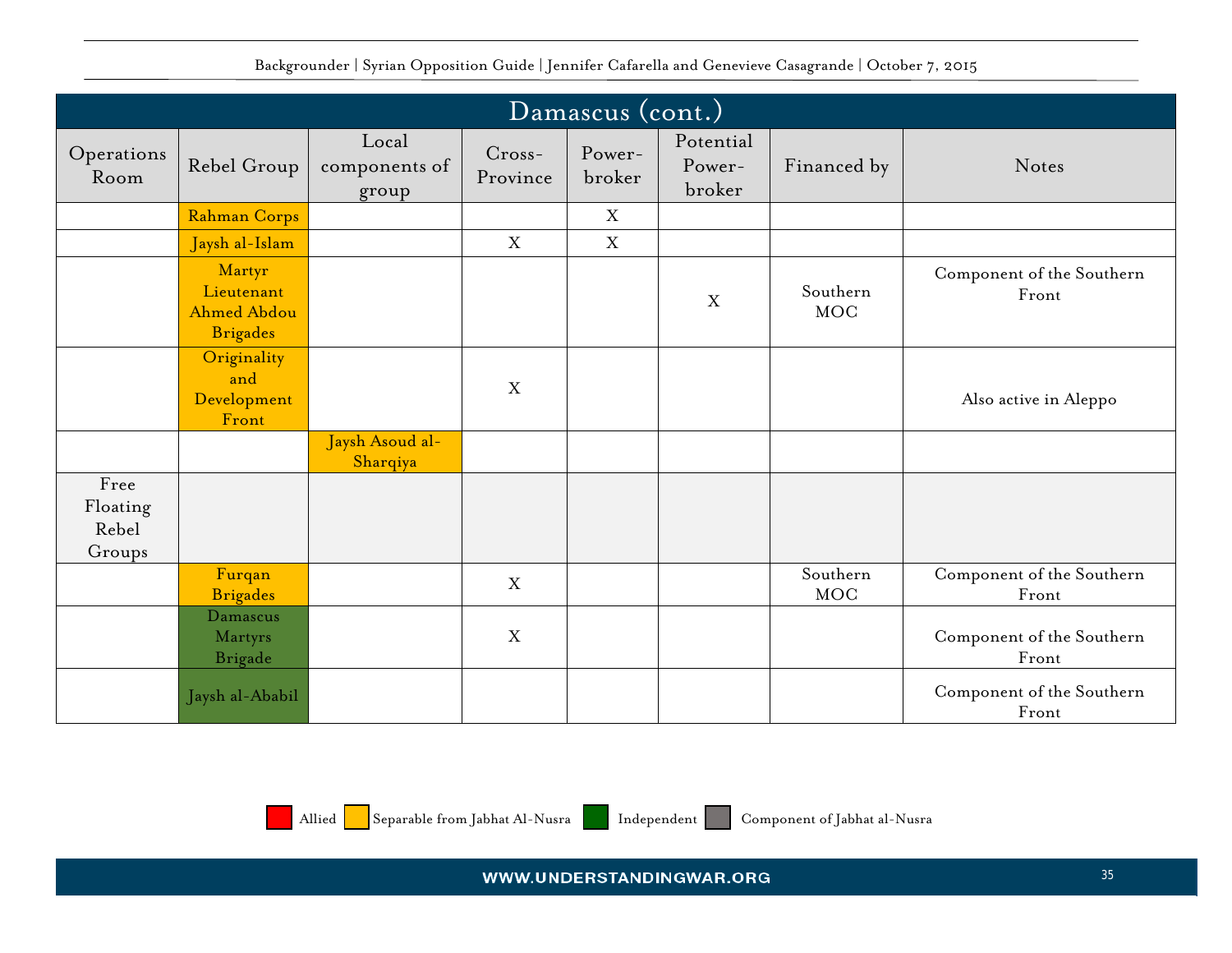## Damascus (cont.)

| Operations Room | Rebel Group | Local components of group | Cross-Province | Power-broker | Potential Power-broker | Financed by | Notes |
|---|---|---|---|---|---|---|---|
| | Rahman Corps | | | X | | | |
| | Jaysh al-Islam | | X | X | | | |
| | Martyr Lieutenant Ahmed Abdou Brigades | | | | X | Southern MOC | Component of the Southern Front |
| | Originality and Development Front | | X | | | | Also active in Aleppo |
| | | Jaysh Asoud al-Sharqiya | | | | | |
| Free Floating Rebel Groups | | | | | | | |
| | Furqan Brigades | | X | | | Southern MOC | Component of the Southern Front |
| | Damascus Martyrs Brigade | | X | | | | Component of the Southern Front |
| | Jaysh al-Ababil | | | | | | Component of the Southern Front |

Legend: Allied (red) | Separable from Jabhat Al-Nusra (yellow) | Independent (green) | Component of Jabhat al-Nusra (gray)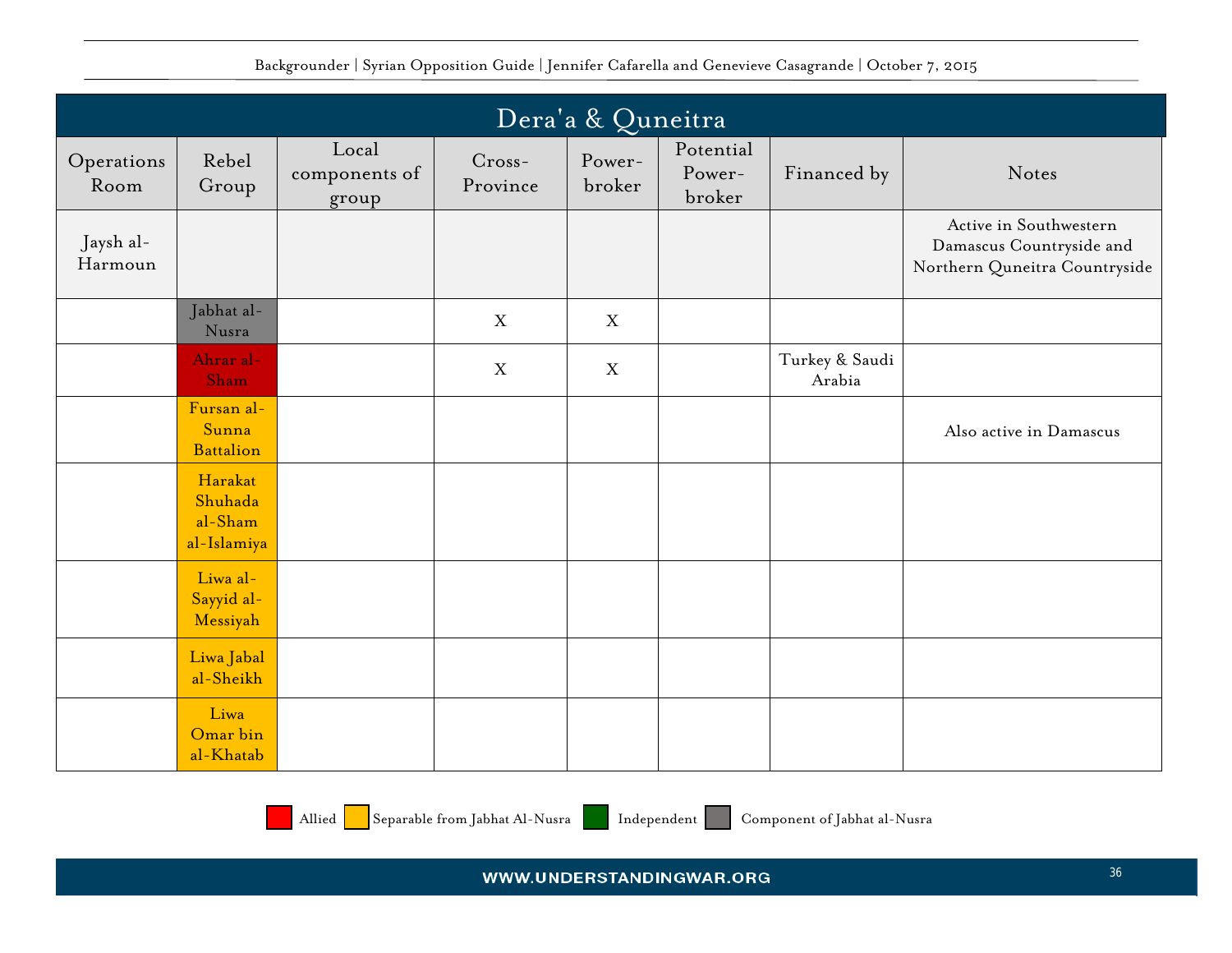## Dera'a & Quneitra

| Operations Room | Rebel Group | Local components of group | Cross-Province | Power-broker | Potential Power-broker | Financed by | Notes |
|---|---|---|---|---|---|---|---|
| Jaysh al-Harmoun | | | | | | | Active in Southwestern Damascus Countryside and Northern Quneitra Countryside |
| | Jabhat al-Nusra | | X | X | | | |
| | Ahrar al-Sham | | X | X | | Turkey & Saudi Arabia | |
| | Fursan al-Sunna Battalion | | | | | | Also active in Damascus |
| | Harakat Shuhada al-Sham al-Islamiya | | | | | | |
| | Liwa al-Sayyid al-Messiyah | | | | | | |
| | Liwa Jabal al-Sheikh | | | | | | |
| | Liwa Omar bin al-Khatab | | | | | | |

Allied | Separable from Jabhat Al-Nusra | Independent | Component of Jabhat al-Nusra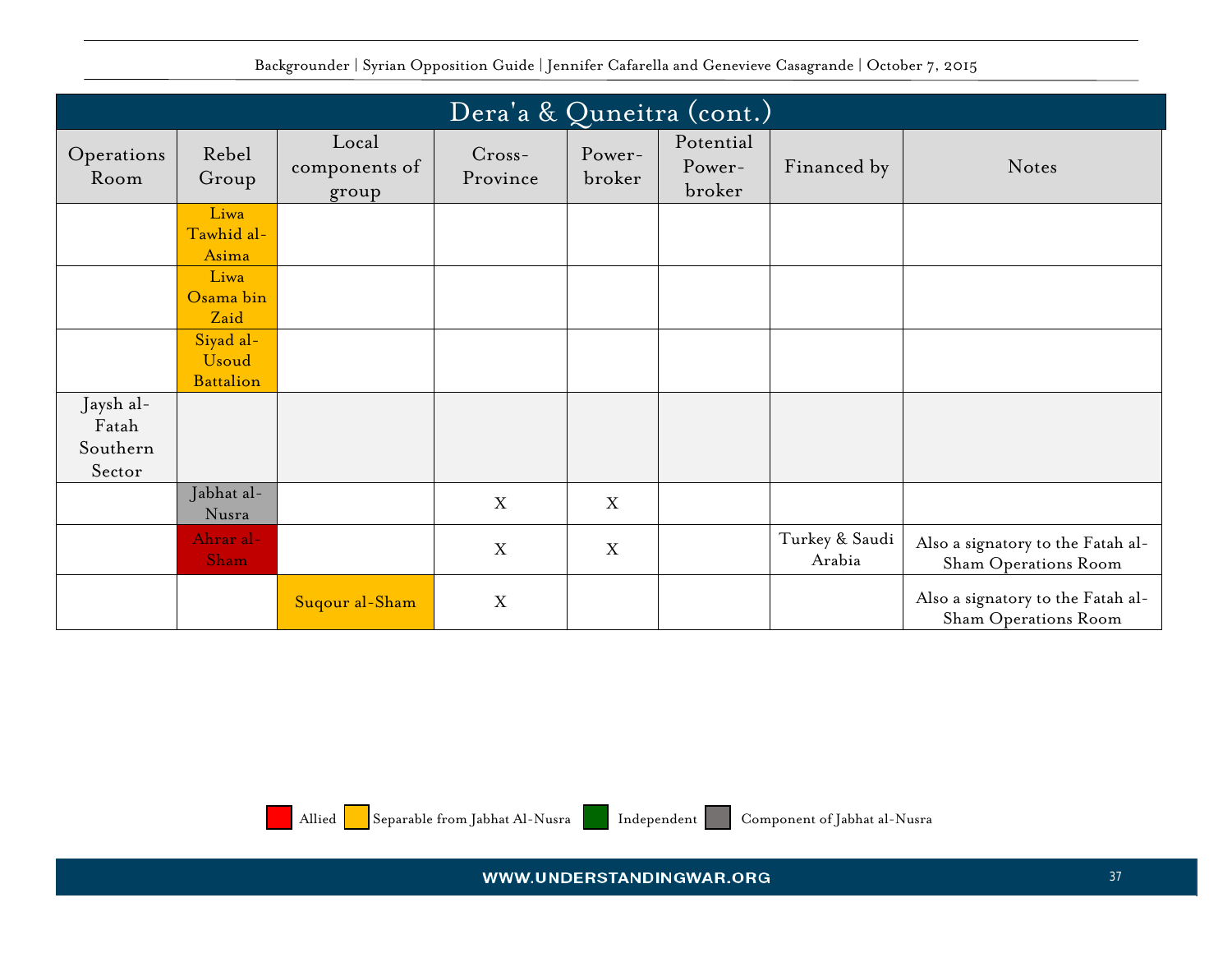## Dera'a & Quneitra (cont.)

| Operations Room | Rebel Group | Local components of group | Cross-Province | Power-broker | Potential Power-broker | Financed by | Notes |
|---|---|---|---|---|---|---|---|
| | Liwa Tawhid al-Asima | | | | | | |
| | Liwa Osama bin Zaid | | | | | | |
| | Siyad al-Usoud Battalion | | | | | | |
| Jaysh al-Fatah Southern Sector | | | | | | | |
| | Jabhat al-Nusra | | X | X | | | |
| | Ahrar al-Sham | | X | X | | Turkey & Saudi Arabia | Also a signatory to the Fatah al-Sham Operations Room |
| | | Suqour al-Sham | X | | | | Also a signatory to the Fatah al-Sham Operations Room |

Allied | Separable from Jabhat Al-Nusra | Independent | Component of Jabhat al-Nusra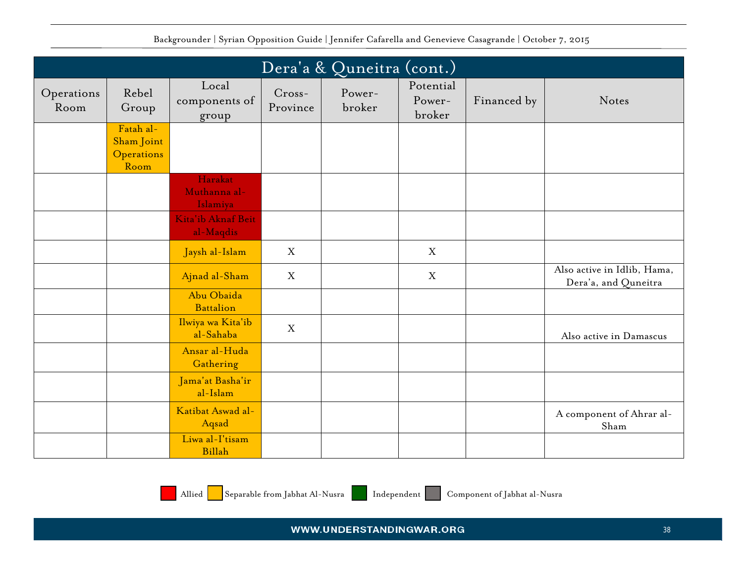| Dera'a & Quneitra (cont.) | | | | | | | |
|---|---|---|---|---|---|---|---|
| Operations Room | Rebel Group | Local components of group | Cross-Province | Power-broker | Potential Power-broker | Financed by | Notes |
| | Fatah al-Sham Joint Operations Room | | | | | | |
| | | Harakat Muthanna al-Islamiya | | | | | |
| | | Kita'ib Aknaf Beit al-Maqdis | | | | | |
| | | Jaysh al-Islam | X | | X | | |
| | | Ajnad al-Sham | X | | X | | Also active in Idlib, Hama, Dera'a, and Quneitra |
| | | Abu Obaida Battalion | | | | | |
| | | Ilwiya wa Kita'ib al-Sahaba | X | | | | Also active in Damascus |
| | | Ansar al-Huda Gathering | | | | | |
| | | Jama'at Basha'ir al-Islam | | | | | |
| | | Katibat Aswad al-Aqsad | | | | | A component of Ahrar al-Sham |
| | | Liwa al-I'tisam Billah | | | | | |

Allied | Separable from Jabhat Al-Nusra | Independent | Component of Jabhat al-Nusra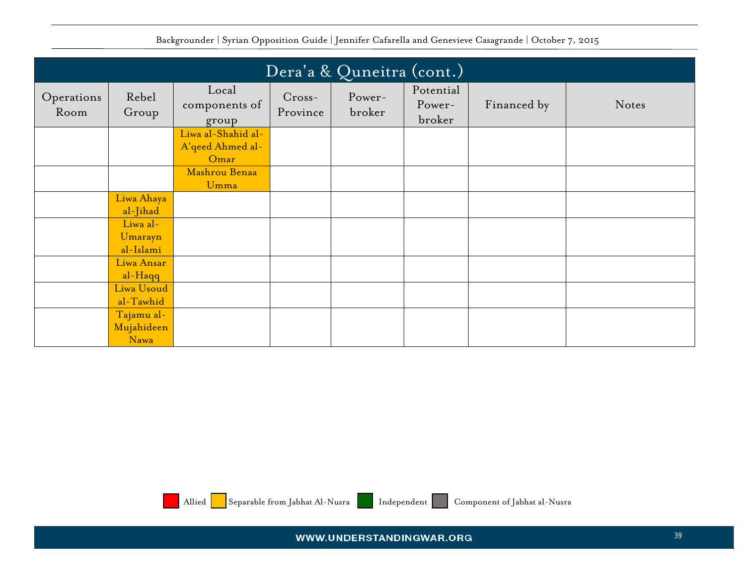## Dera'a & Quneitra (cont.)

| Operations Room | Rebel Group | Local components of group | Cross-Province | Power-broker | Potential Power-broker | Financed by | Notes |
|---|---|---|---|---|---|---|---|
| | | Liwa al-Shahid al-A'qeed Ahmed al-Omar | | | | | |
| | | Mashrou Benaa Umma | | | | | |
| | Liwa Ahaya al-Jihad | | | | | | |
| | Liwa al-Umarayn al-Islami | | | | | | |
| | Liwa Ansar al-Haqq | | | | | | |
| | Liwa Usoud al-Tawhid | | | | | | |
| | Tajamu al-Mujahideen Nawa | | | | | | |

Allied | Separable from Jabhat Al-Nusra | Independent | Component of Jabhat al-Nusra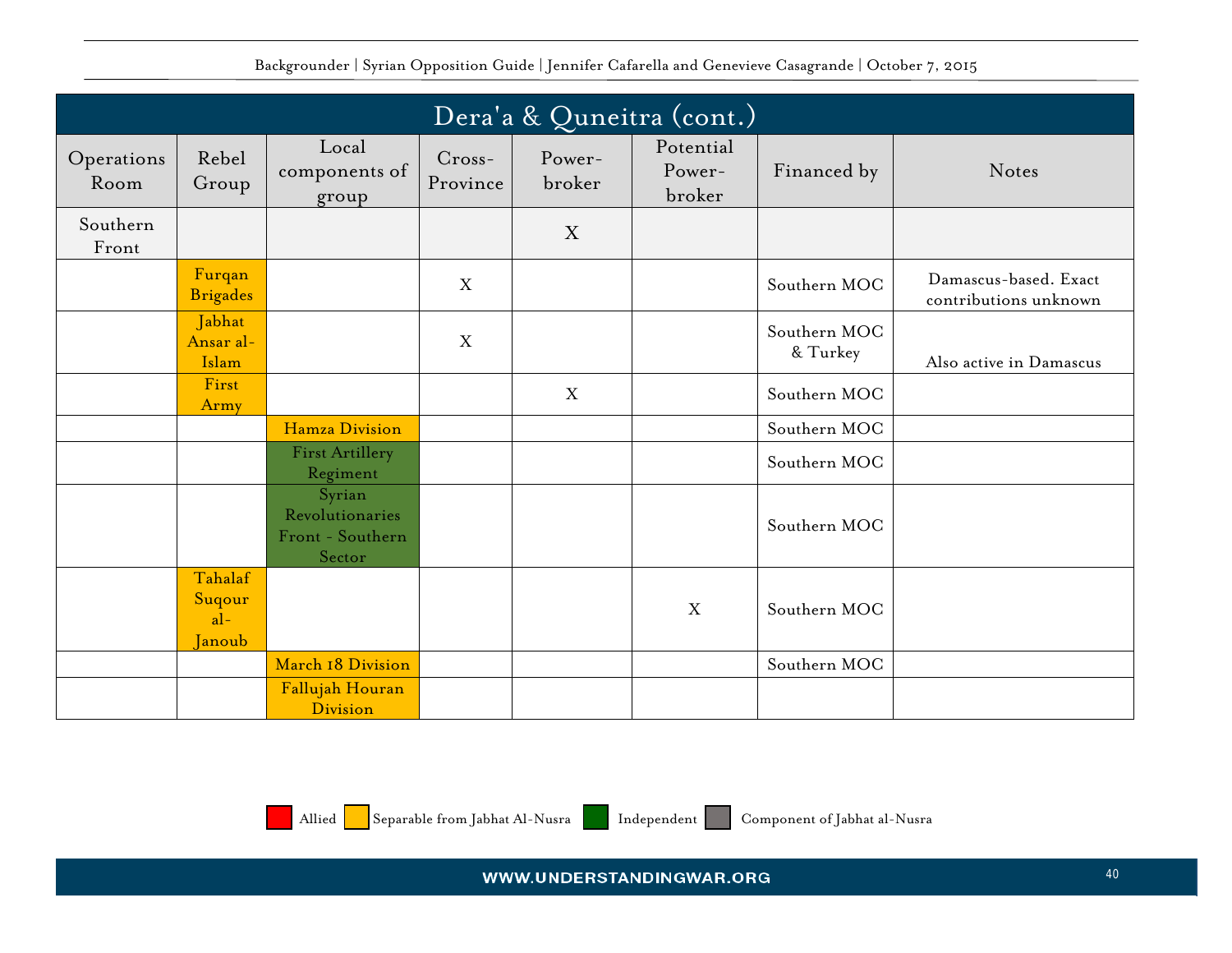## Dera'a & Quneitra (cont.)

| Operations Room | Rebel Group | Local components of group | Cross-Province | Power-broker | Potential Power-broker | Financed by | Notes |
|---|---|---|---|---|---|---|---|
| Southern Front | | | | X | | | |
| | Furqan Brigades | | X | | | Southern MOC | Damascus-based. Exact contributions unknown |
| | Jabhat Ansar al-Islam | | X | | | Southern MOC & Turkey | Also active in Damascus |
| | First Army | | | X | | Southern MOC | |
| | | Hamza Division | | | | Southern MOC | |
| | | First Artillery Regiment | | | | Southern MOC | |
| | | Syrian Revolutionaries Front - Southern Sector | | | | Southern MOC | |
| | Tahalaf Suqour al-Janoub | | | | X | Southern MOC | |
| | | March 18 Division | | | | Southern MOC | |
| | | Fallujah Houran Division | | | | | |

Allied | Separable from Jabhat Al-Nusra | Independent | Component of Jabhat al-Nusra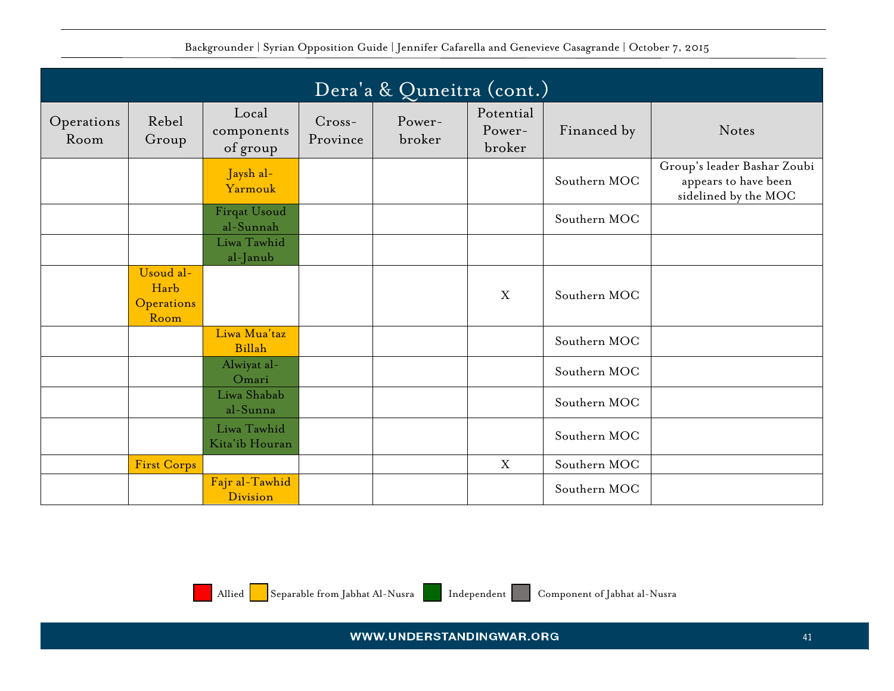## Dera'a & Quneitra (cont.)

| Operations Room | Rebel Group | Local components of group | Cross-Province | Power-broker | Potential Power-broker | Financed by | Notes |
|---|---|---|---|---|---|---|---|
| | | Jaysh al-Yarmouk | | | | Southern MOC | Group's leader Bashar Zoubi appears to have been sidelined by the MOC |
| | | Firqat Usoud al-Sunnah | | | | Southern MOC | |
| | | Liwa Tawhid al-Janub | | | | | |
| | Usoud al-Harb Operations Room | | | | X | Southern MOC | |
| | | Liwa Mua'taz Billah | | | | Southern MOC | |
| | | Alwiyat al-Omari | | | | Southern MOC | |
| | | Liwa Shabab al-Sunna | | | | Southern MOC | |
| | | Liwa Tawhid Kita'ib Houran | | | | Southern MOC | |
| | First Corps | | | | X | Southern MOC | |
| | | Fajr al-Tawhid Division | | | | Southern MOC | |

Allied | Separable from Jabhat Al-Nusra | Independent | Component of Jabhat al-Nusra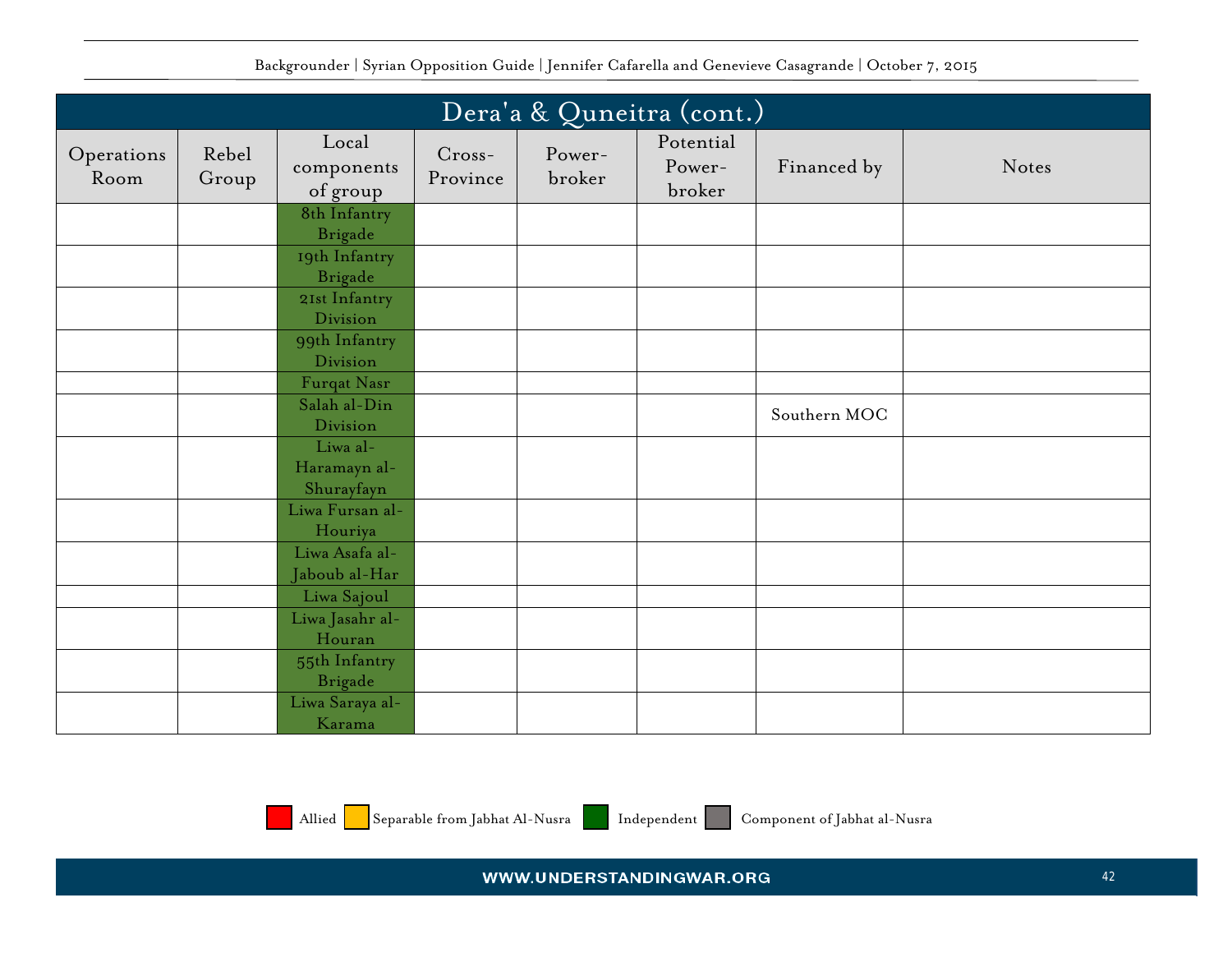| Dera'a & Quneitra (cont.) | | | | | | | |
|---|---|---|---|---|---|---|---|
| Operations Room | Rebel Group | Local components of group | Cross-Province | Power-broker | Potential Power-broker | Financed by | Notes |
| | | 8th Infantry Brigade | | | | | |
| | | 19th Infantry Brigade | | | | | |
| | | 21st Infantry Division | | | | | |
| | | 99th Infantry Division | | | | | |
| | | Furqat Nasr | | | | | |
| | | Salah al-Din Division | | | | Southern MOC | |
| | | Liwa al-Haramayn al-Shurayfayn | | | | | |
| | | Liwa Fursan al-Houriya | | | | | |
| | | Liwa Asafa al-Jaboub al-Har | | | | | |
| | | Liwa Sajoul | | | | | |
| | | Liwa Jasahr al-Houran | | | | | |
| | | 55th Infantry Brigade | | | | | |
| | | Liwa Saraya al-Karama | | | | | |

Allied | Separable from Jabhat Al-Nusra | Independent | Component of Jabhat al-Nusra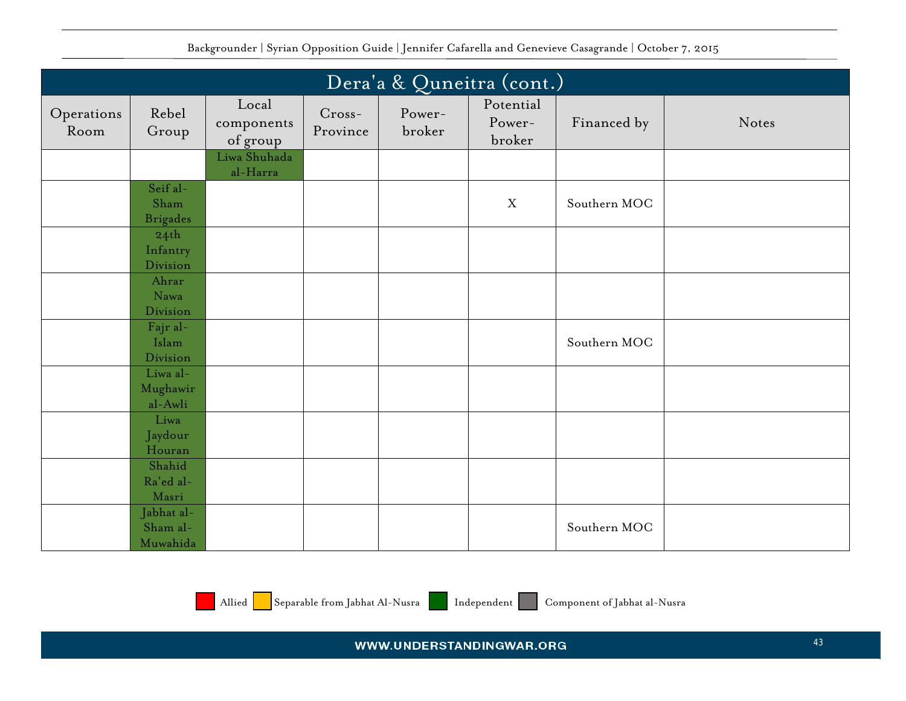| Dera'a & Quneitra (cont.) | | | | | | | |
|---|---|---|---|---|---|---|---|
| Operations Room | Rebel Group | Local components of group | Cross-Province | Power-broker | Potential Power-broker | Financed by | Notes |
| | | Liwa Shuhada al-Harra | | | | | |
| | Seif al-Sham Brigades | | | | X | Southern MOC | |
| | 24th Infantry Division | | | | | | |
| | Ahrar Nawa Division | | | | | | |
| | Fajr al-Islam Division | | | | | Southern MOC | |
| | Liwa al-Mughawir al-Awli | | | | | | |
| | Liwa Jaydour Houran | | | | | | |
| | Shahid Ra'ed al-Masri | | | | | | |
| | Jabhat al-Sham al-Muwahida | | | | | Southern MOC | |

Allied | Separable from Jabhat Al-Nusra | Independent | Component of Jabhat al-Nusra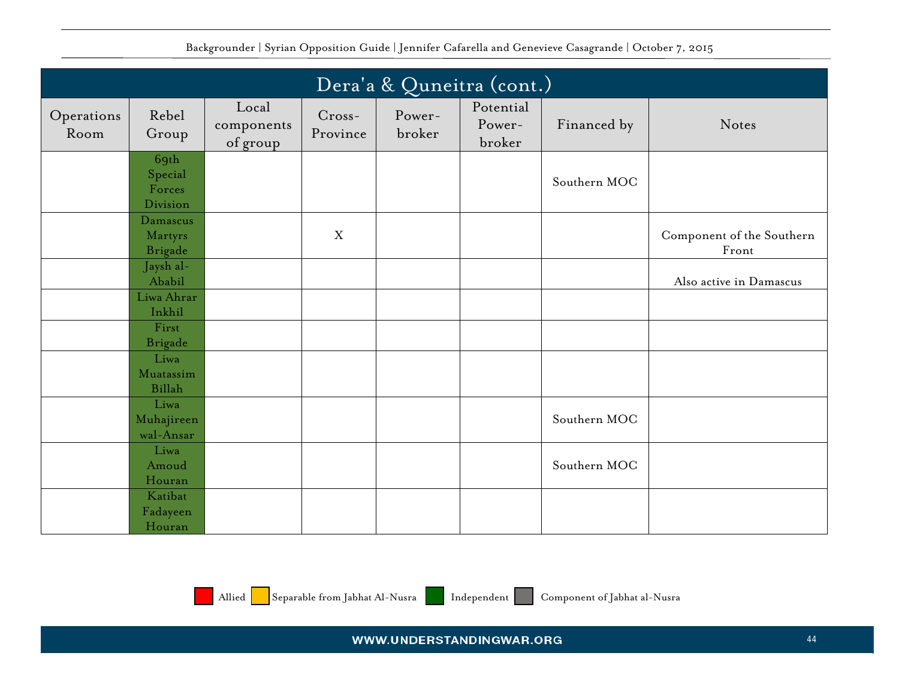## Dera'a & Quneitra (cont.)

| Operations Room | Rebel Group | Local components of group | Cross-Province | Power-broker | Potential Power-broker | Financed by | Notes |
|---|---|---|---|---|---|---|---|
| | 69th Special Forces Division | | | | | Southern MOC | |
| | Damascus Martyrs Brigade | | X | | | | Component of the Southern Front |
| | Jaysh al-Ababil | | | | | | Also active in Damascus |
| | Liwa Ahrar Inkhil | | | | | | |
| | First Brigade | | | | | | |
| | Liwa Muatassim Billah | | | | | | |
| | Liwa Muhajireen wal-Ansar | | | | | Southern MOC | |
| | Liwa Amoud Houran | | | | | Southern MOC | |
| | Katibat Fadayeen Houran | | | | | | |

Allied | Separable from Jabhat Al-Nusra | Independent | Component of Jabhat al-Nusra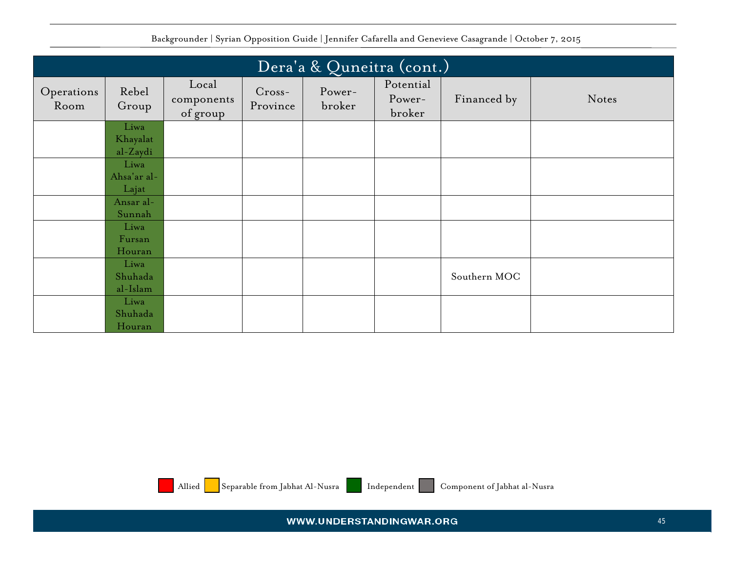| Dera'a & Quneitra (cont.) | | | | | | | |
|---|---|---|---|---|---|---|---|
| Operations Room | Rebel Group | Local components of group | Cross-Province | Power-broker | Potential Power-broker | Financed by | Notes |
| | Liwa Khayalat al-Zaydi | | | | | | |
| | Liwa Ahsa'ar al-Lajat | | | | | | |
| | Ansar al-Sunnah | | | | | | |
| | Liwa Fursan Houran | | | | | | |
| | Liwa Shuhada al-Islam | | | | | Southern MOC | |
| | Liwa Shuhada Houran | | | | | | |

Allied | Separable from Jabhat Al-Nusra | Independent | Component of Jabhat al-Nusra